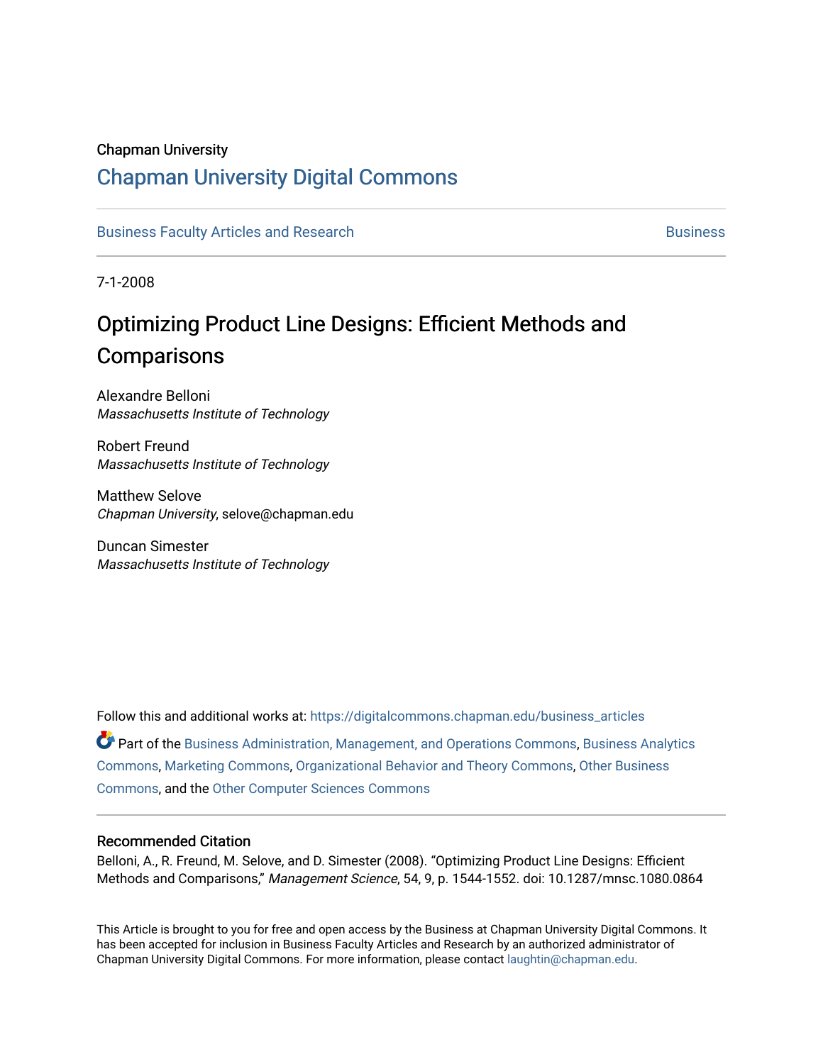Chapman University

## Chapman University Digital Commons

Business Faculty Articles and Research | Business

7-1-2008

# Optimizing Product Line Designs: Efficient Methods and Comparisons

Alexandre Belloni
*Massachusetts Institute of Technology*

Robert Freund
*Massachusetts Institute of Technology*

Matthew Selove
*Chapman University*, selove@chapman.edu

Duncan Simester
*Massachusetts Institute of Technology*

Follow this and additional works at: https://digitalcommons.chapman.edu/business_articles

Part of the Business Administration, Management, and Operations Commons, Business Analytics Commons, Marketing Commons, Organizational Behavior and Theory Commons, Other Business Commons, and the Other Computer Sciences Commons

### Recommended Citation

Belloni, A., R. Freund, M. Selove, and D. Simester (2008). "Optimizing Product Line Designs: Efficient Methods and Comparisons," *Management Science*, 54, 9, p. 1544-1552. doi: 10.1287/mnsc.1080.0864

This Article is brought to you for free and open access by the Business at Chapman University Digital Commons. It has been accepted for inclusion in Business Faculty Articles and Research by an authorized administrator of Chapman University Digital Commons. For more information, please contact laughtin@chapman.edu.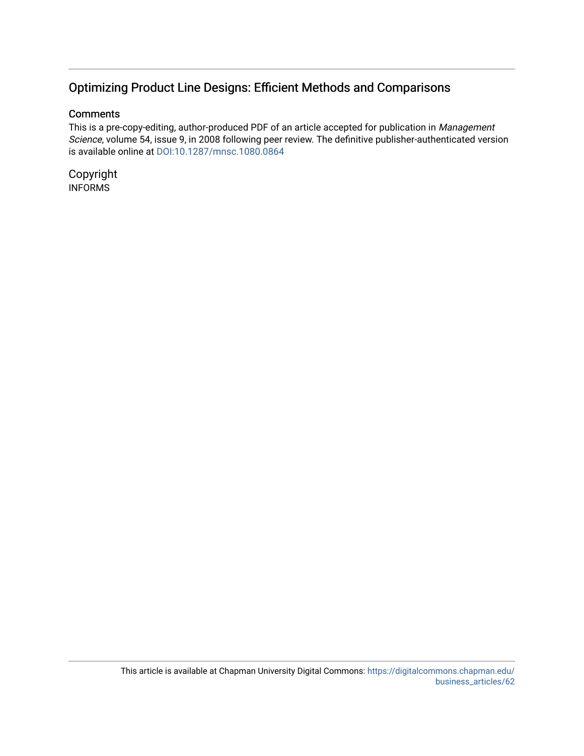# Optimizing Product Line Designs: Efficient Methods and Comparisons

## Comments

This is a pre-copy-editing, author-produced PDF of an article accepted for publication in *Management Science*, volume 54, issue 9, in 2008 following peer review. The definitive publisher-authenticated version is available online at DOI:10.1287/mnsc.1080.0864

## Copyright

INFORMS

This article is available at Chapman University Digital Commons: https://digitalcommons.chapman.edu/business_articles/62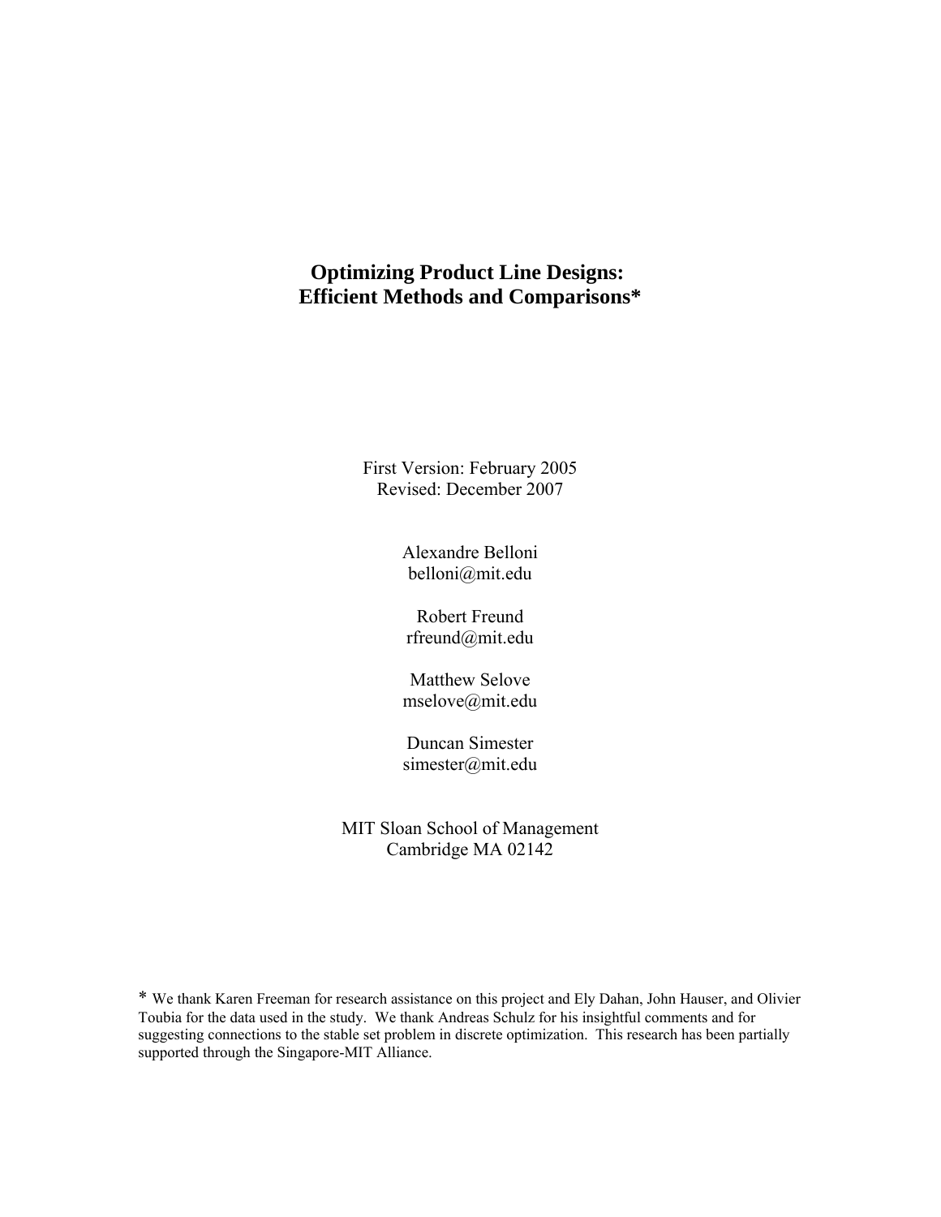# Optimizing Product Line Designs: Efficient Methods and Comparisons*

First Version: February 2005
Revised: December 2007

Alexandre Belloni
belloni@mit.edu

Robert Freund
rfreund@mit.edu

Matthew Selove
mselove@mit.edu

Duncan Simester
simester@mit.edu

MIT Sloan School of Management
Cambridge MA 02142

\* We thank Karen Freeman for research assistance on this project and Ely Dahan, John Hauser, and Olivier Toubia for the data used in the study. We thank Andreas Schulz for his insightful comments and for suggesting connections to the stable set problem in discrete optimization. This research has been partially supported through the Singapore-MIT Alliance.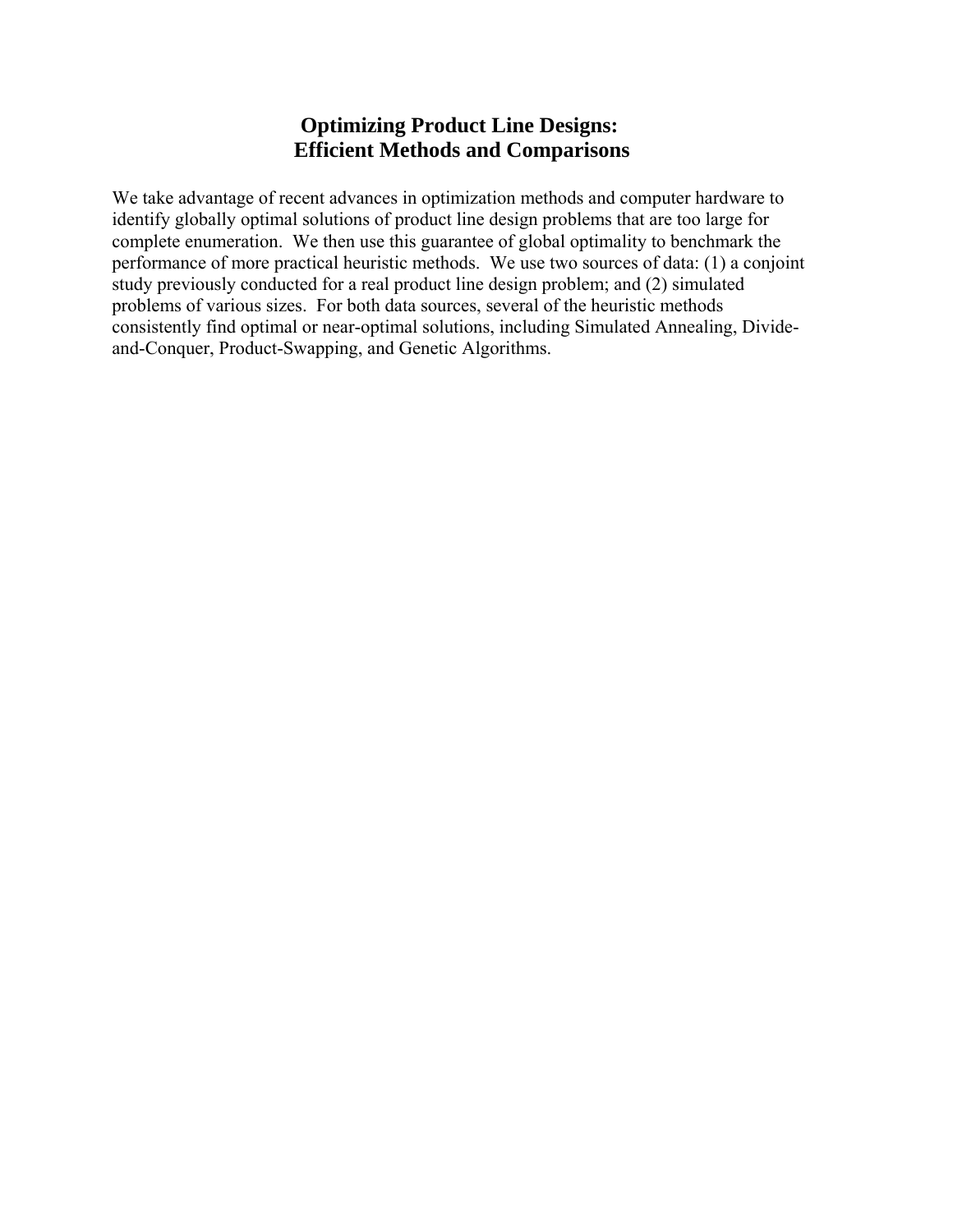# Optimizing Product Line Designs: Efficient Methods and Comparisons

We take advantage of recent advances in optimization methods and computer hardware to identify globally optimal solutions of product line design problems that are too large for complete enumeration. We then use this guarantee of global optimality to benchmark the performance of more practical heuristic methods. We use two sources of data: (1) a conjoint study previously conducted for a real product line design problem; and (2) simulated problems of various sizes. For both data sources, several of the heuristic methods consistently find optimal or near-optimal solutions, including Simulated Annealing, Divide-and-Conquer, Product-Swapping, and Genetic Algorithms.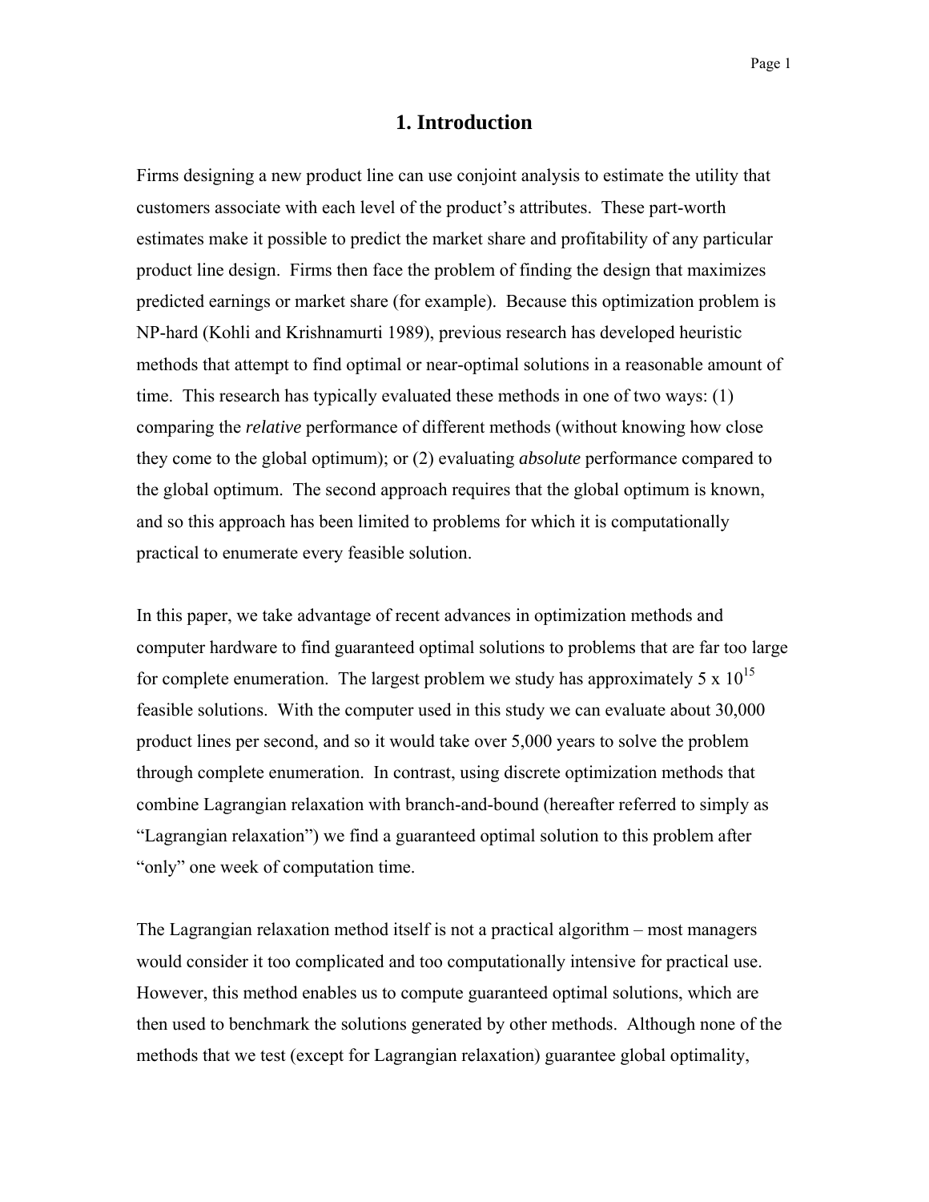# 1. Introduction

Firms designing a new product line can use conjoint analysis to estimate the utility that customers associate with each level of the product's attributes. These part-worth estimates make it possible to predict the market share and profitability of any particular product line design. Firms then face the problem of finding the design that maximizes predicted earnings or market share (for example). Because this optimization problem is NP-hard (Kohli and Krishnamurti 1989), previous research has developed heuristic methods that attempt to find optimal or near-optimal solutions in a reasonable amount of time. This research has typically evaluated these methods in one of two ways: (1) comparing the *relative* performance of different methods (without knowing how close they come to the global optimum); or (2) evaluating *absolute* performance compared to the global optimum. The second approach requires that the global optimum is known, and so this approach has been limited to problems for which it is computationally practical to enumerate every feasible solution.

In this paper, we take advantage of recent advances in optimization methods and computer hardware to find guaranteed optimal solutions to problems that are far too large for complete enumeration. The largest problem we study has approximately $5 \times 10^{15}$ feasible solutions. With the computer used in this study we can evaluate about 30,000 product lines per second, and so it would take over 5,000 years to solve the problem through complete enumeration. In contrast, using discrete optimization methods that combine Lagrangian relaxation with branch-and-bound (hereafter referred to simply as "Lagrangian relaxation") we find a guaranteed optimal solution to this problem after "only" one week of computation time.

The Lagrangian relaxation method itself is not a practical algorithm – most managers would consider it too complicated and too computationally intensive for practical use. However, this method enables us to compute guaranteed optimal solutions, which are then used to benchmark the solutions generated by other methods. Although none of the methods that we test (except for Lagrangian relaxation) guarantee global optimality,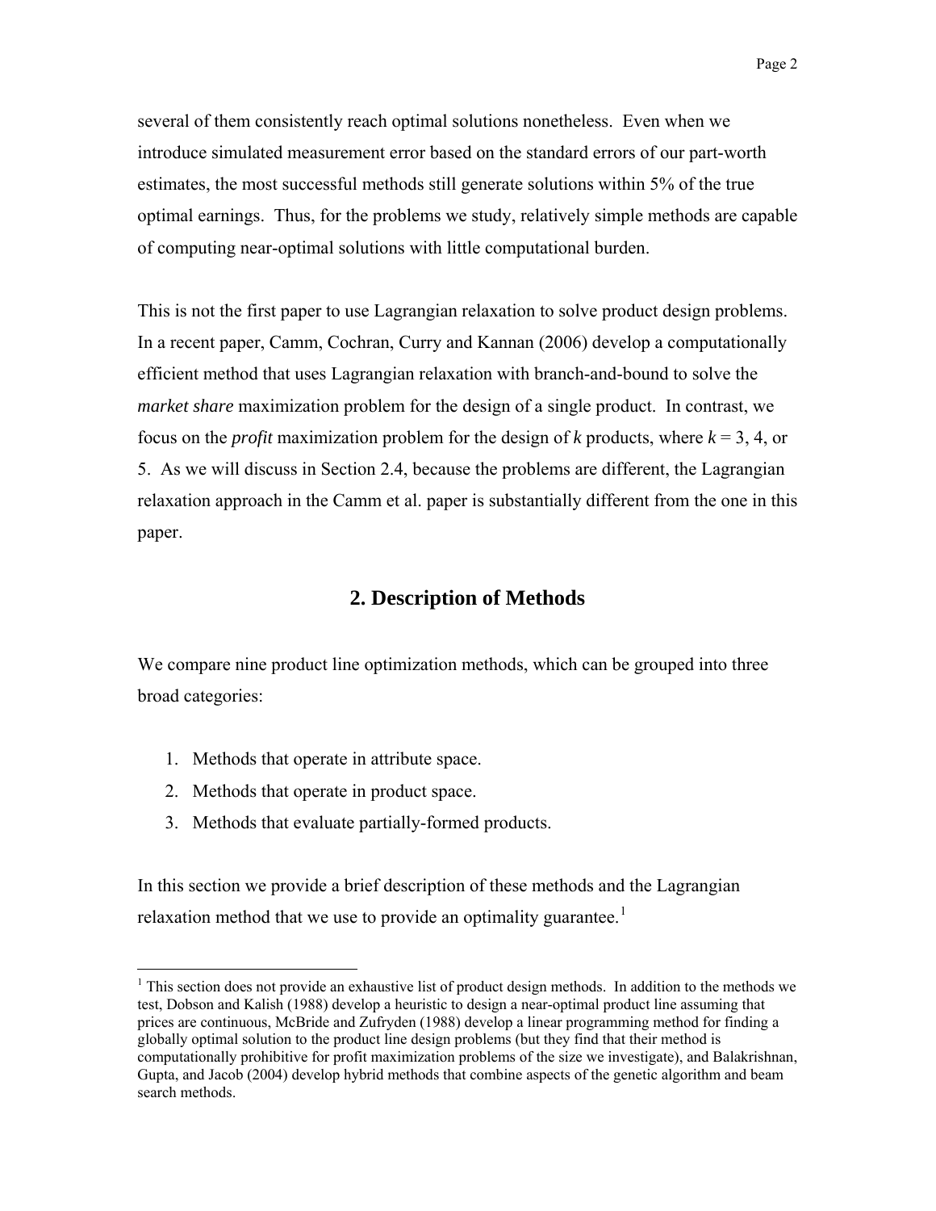several of them consistently reach optimal solutions nonetheless. Even when we introduce simulated measurement error based on the standard errors of our part-worth estimates, the most successful methods still generate solutions within 5% of the true optimal earnings. Thus, for the problems we study, relatively simple methods are capable of computing near-optimal solutions with little computational burden.

This is not the first paper to use Lagrangian relaxation to solve product design problems. In a recent paper, Camm, Cochran, Curry and Kannan (2006) develop a computationally efficient method that uses Lagrangian relaxation with branch-and-bound to solve the *market share* maximization problem for the design of a single product. In contrast, we focus on the *profit* maximization problem for the design of $k$ products, where $k$ = 3, 4, or 5. As we will discuss in Section 2.4, because the problems are different, the Lagrangian relaxation approach in the Camm et al. paper is substantially different from the one in this paper.

## 2. Description of Methods

We compare nine product line optimization methods, which can be grouped into three broad categories:

1. Methods that operate in attribute space.
2. Methods that operate in product space.
3. Methods that evaluate partially-formed products.

In this section we provide a brief description of these methods and the Lagrangian relaxation method that we use to provide an optimality guarantee.[1]

[1] This section does not provide an exhaustive list of product design methods. In addition to the methods we test, Dobson and Kalish (1988) develop a heuristic to design a near-optimal product line assuming that prices are continuous, McBride and Zufryden (1988) develop a linear programming method for finding a globally optimal solution to the product line design problems (but they find that their method is computationally prohibitive for profit maximization problems of the size we investigate), and Balakrishnan, Gupta, and Jacob (2004) develop hybrid methods that combine aspects of the genetic algorithm and beam search methods.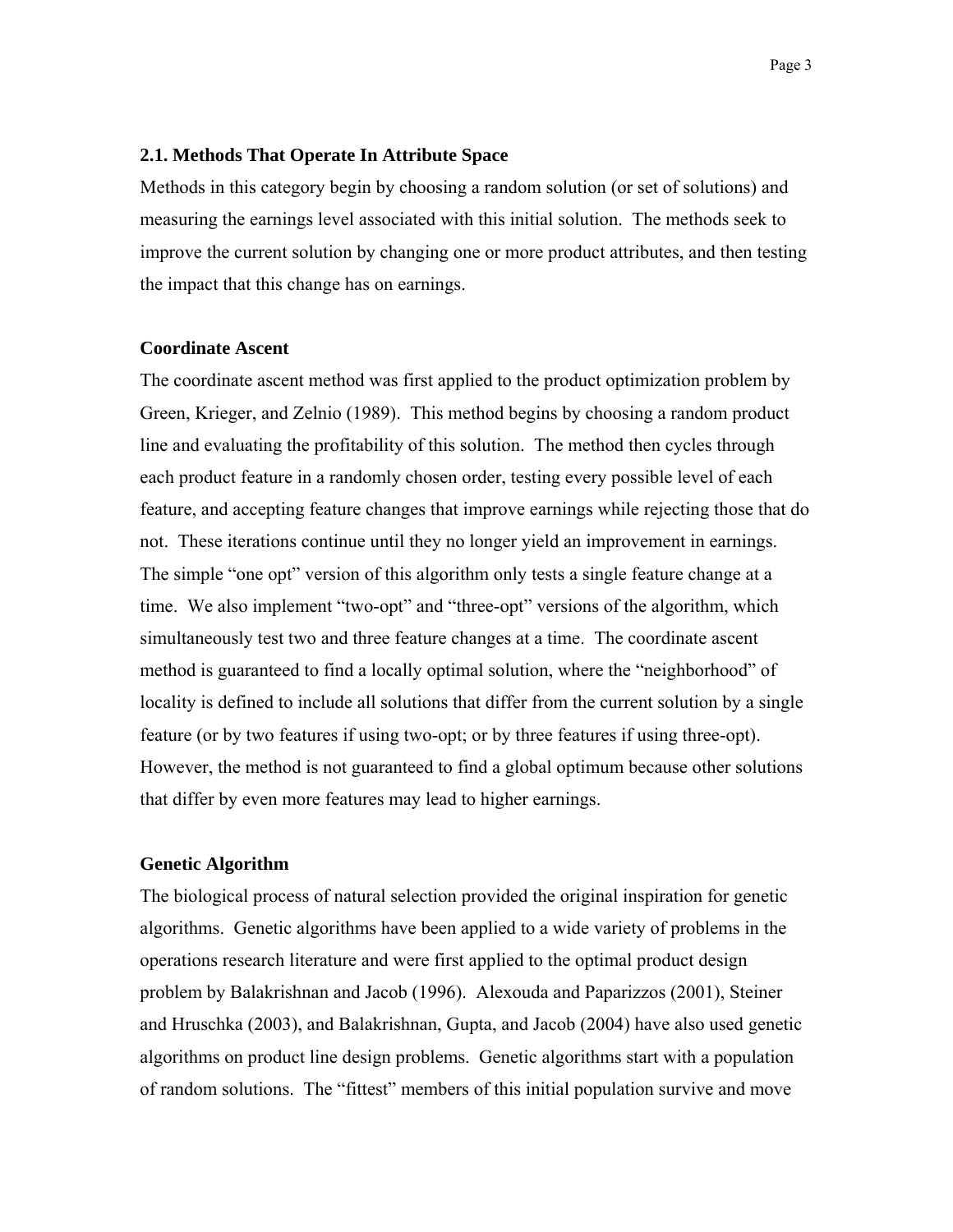### 2.1. Methods That Operate In Attribute Space

Methods in this category begin by choosing a random solution (or set of solutions) and measuring the earnings level associated with this initial solution. The methods seek to improve the current solution by changing one or more product attributes, and then testing the impact that this change has on earnings.

**Coordinate Ascent**

The coordinate ascent method was first applied to the product optimization problem by Green, Krieger, and Zelnio (1989). This method begins by choosing a random product line and evaluating the profitability of this solution. The method then cycles through each product feature in a randomly chosen order, testing every possible level of each feature, and accepting feature changes that improve earnings while rejecting those that do not. These iterations continue until they no longer yield an improvement in earnings. The simple "one opt" version of this algorithm only tests a single feature change at a time. We also implement "two-opt" and "three-opt" versions of the algorithm, which simultaneously test two and three feature changes at a time. The coordinate ascent method is guaranteed to find a locally optimal solution, where the "neighborhood" of locality is defined to include all solutions that differ from the current solution by a single feature (or by two features if using two-opt; or by three features if using three-opt). However, the method is not guaranteed to find a global optimum because other solutions that differ by even more features may lead to higher earnings.

**Genetic Algorithm**

The biological process of natural selection provided the original inspiration for genetic algorithms. Genetic algorithms have been applied to a wide variety of problems in the operations research literature and were first applied to the optimal product design problem by Balakrishnan and Jacob (1996). Alexouda and Paparizzos (2001), Steiner and Hruschka (2003), and Balakrishnan, Gupta, and Jacob (2004) have also used genetic algorithms on product line design problems. Genetic algorithms start with a population of random solutions. The "fittest" members of this initial population survive and move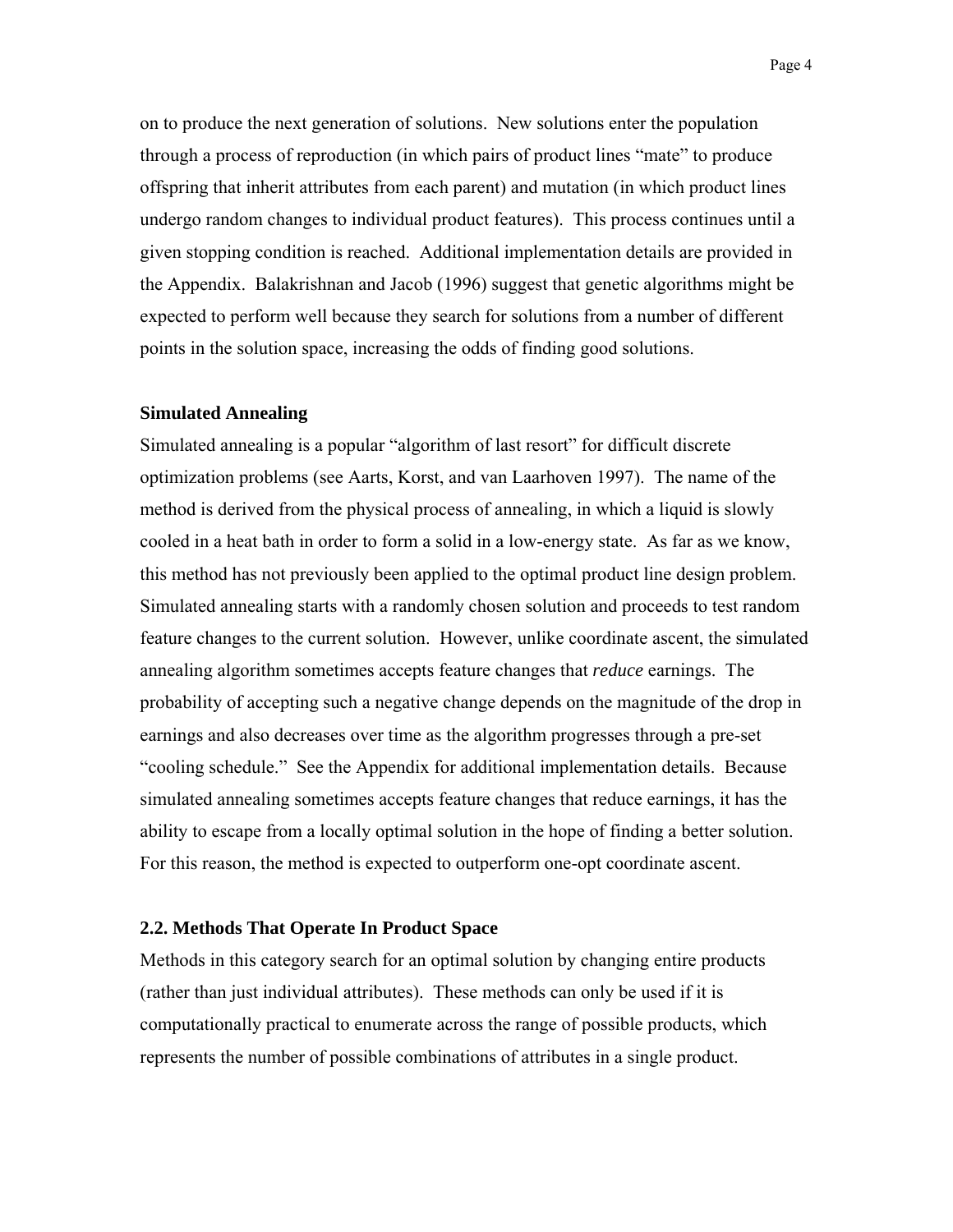on to produce the next generation of solutions. New solutions enter the population through a process of reproduction (in which pairs of product lines "mate" to produce offspring that inherit attributes from each parent) and mutation (in which product lines undergo random changes to individual product features). This process continues until a given stopping condition is reached. Additional implementation details are provided in the Appendix. Balakrishnan and Jacob (1996) suggest that genetic algorithms might be expected to perform well because they search for solutions from a number of different points in the solution space, increasing the odds of finding good solutions.

**Simulated Annealing**

Simulated annealing is a popular "algorithm of last resort" for difficult discrete optimization problems (see Aarts, Korst, and van Laarhoven 1997). The name of the method is derived from the physical process of annealing, in which a liquid is slowly cooled in a heat bath in order to form a solid in a low-energy state. As far as we know, this method has not previously been applied to the optimal product line design problem. Simulated annealing starts with a randomly chosen solution and proceeds to test random feature changes to the current solution. However, unlike coordinate ascent, the simulated annealing algorithm sometimes accepts feature changes that *reduce* earnings. The probability of accepting such a negative change depends on the magnitude of the drop in earnings and also decreases over time as the algorithm progresses through a pre-set "cooling schedule." See the Appendix for additional implementation details. Because simulated annealing sometimes accepts feature changes that reduce earnings, it has the ability to escape from a locally optimal solution in the hope of finding a better solution. For this reason, the method is expected to outperform one-opt coordinate ascent.

### 2.2. Methods That Operate In Product Space

Methods in this category search for an optimal solution by changing entire products (rather than just individual attributes). These methods can only be used if it is computationally practical to enumerate across the range of possible products, which represents the number of possible combinations of attributes in a single product.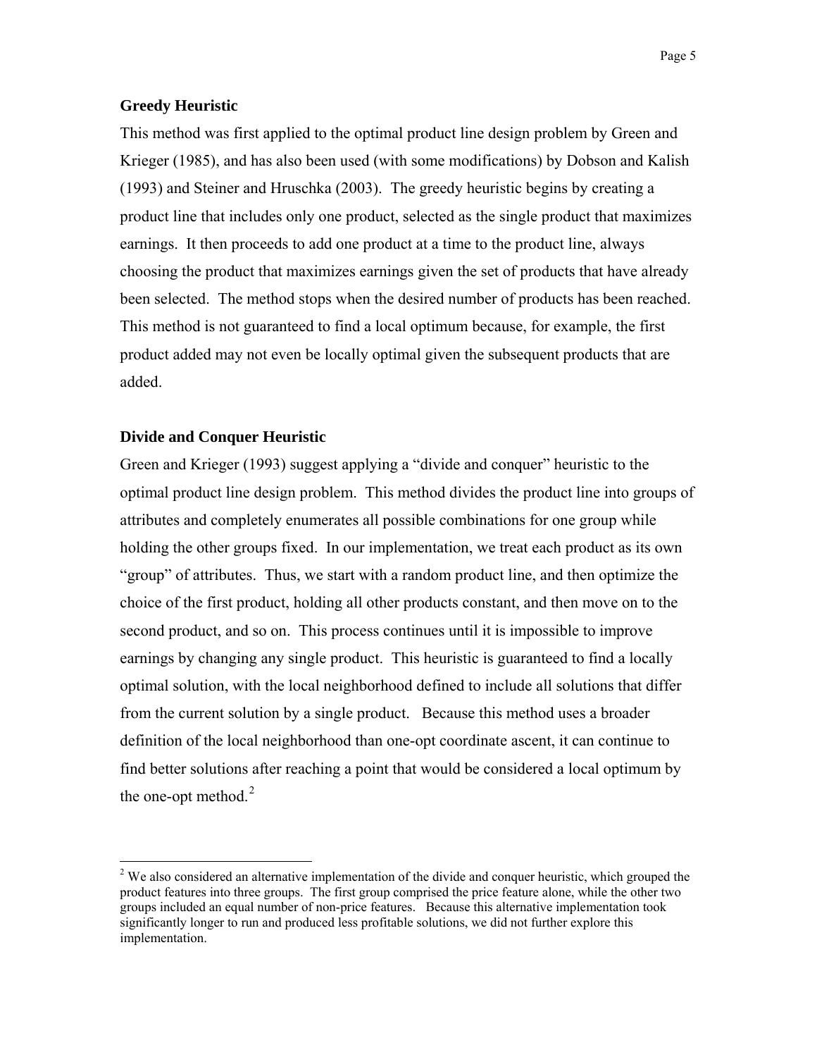### Greedy Heuristic

This method was first applied to the optimal product line design problem by Green and Krieger (1985), and has also been used (with some modifications) by Dobson and Kalish (1993) and Steiner and Hruschka (2003). The greedy heuristic begins by creating a product line that includes only one product, selected as the single product that maximizes earnings. It then proceeds to add one product at a time to the product line, always choosing the product that maximizes earnings given the set of products that have already been selected. The method stops when the desired number of products has been reached. This method is not guaranteed to find a local optimum because, for example, the first product added may not even be locally optimal given the subsequent products that are added.

### Divide and Conquer Heuristic

Green and Krieger (1993) suggest applying a "divide and conquer" heuristic to the optimal product line design problem. This method divides the product line into groups of attributes and completely enumerates all possible combinations for one group while holding the other groups fixed. In our implementation, we treat each product as its own "group" of attributes. Thus, we start with a random product line, and then optimize the choice of the first product, holding all other products constant, and then move on to the second product, and so on. This process continues until it is impossible to improve earnings by changing any single product. This heuristic is guaranteed to find a locally optimal solution, with the local neighborhood defined to include all solutions that differ from the current solution by a single product. Because this method uses a broader definition of the local neighborhood than one-opt coordinate ascent, it can continue to find better solutions after reaching a point that would be considered a local optimum by the one-opt method.[2]

---

[2] We also considered an alternative implementation of the divide and conquer heuristic, which grouped the product features into three groups. The first group comprised the price feature alone, while the other two groups included an equal number of non-price features. Because this alternative implementation took significantly longer to run and produced less profitable solutions, we did not further explore this implementation.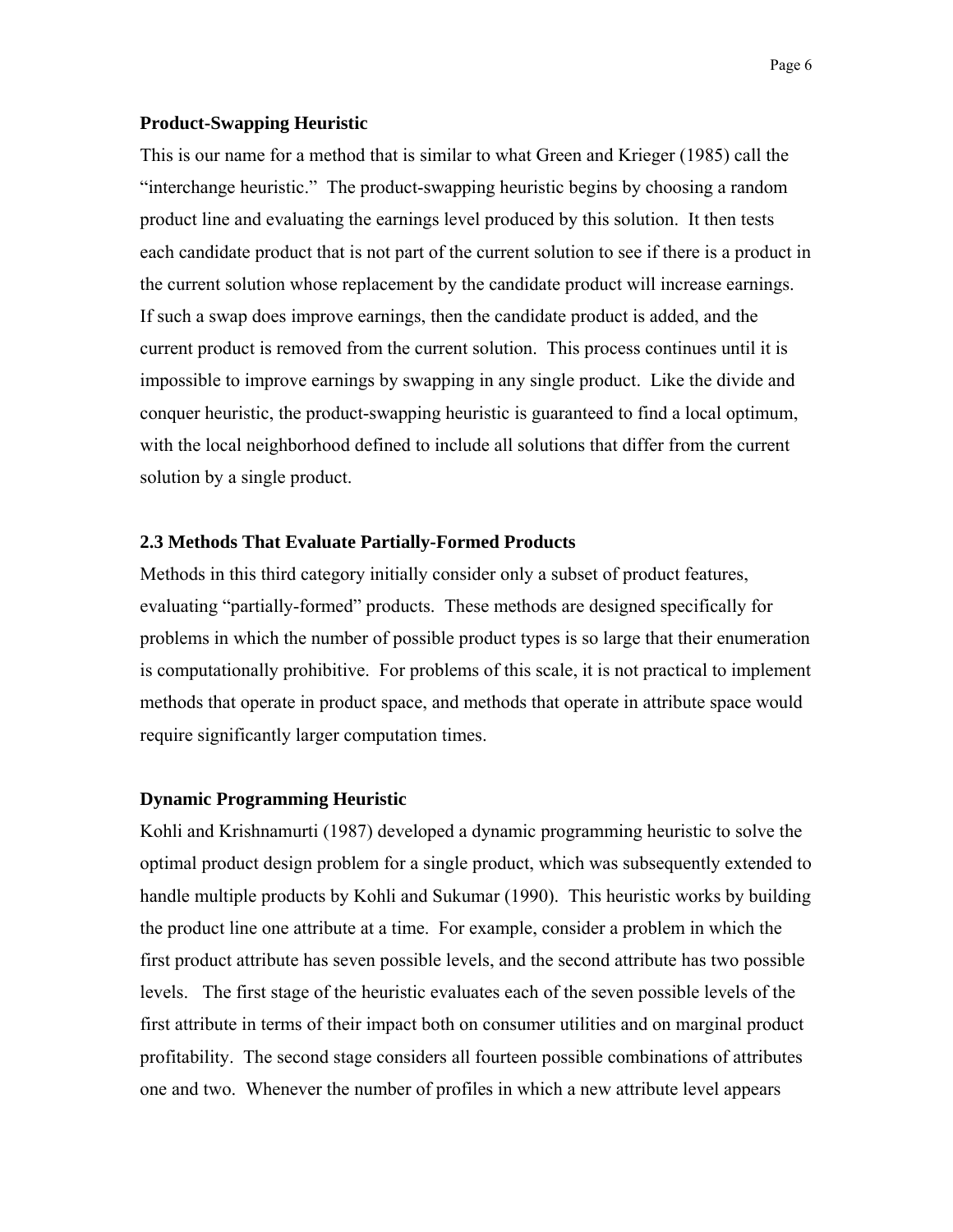**Product-Swapping Heuristic**

This is our name for a method that is similar to what Green and Krieger (1985) call the “interchange heuristic.” The product-swapping heuristic begins by choosing a random product line and evaluating the earnings level produced by this solution. It then tests each candidate product that is not part of the current solution to see if there is a product in the current solution whose replacement by the candidate product will increase earnings. If such a swap does improve earnings, then the candidate product is added, and the current product is removed from the current solution. This process continues until it is impossible to improve earnings by swapping in any single product. Like the divide and conquer heuristic, the product-swapping heuristic is guaranteed to find a local optimum, with the local neighborhood defined to include all solutions that differ from the current solution by a single product.

### 2.3 Methods That Evaluate Partially-Formed Products

Methods in this third category initially consider only a subset of product features, evaluating “partially-formed” products. These methods are designed specifically for problems in which the number of possible product types is so large that their enumeration is computationally prohibitive. For problems of this scale, it is not practical to implement methods that operate in product space, and methods that operate in attribute space would require significantly larger computation times.

**Dynamic Programming Heuristic**

Kohli and Krishnamurti (1987) developed a dynamic programming heuristic to solve the optimal product design problem for a single product, which was subsequently extended to handle multiple products by Kohli and Sukumar (1990). This heuristic works by building the product line one attribute at a time. For example, consider a problem in which the first product attribute has seven possible levels, and the second attribute has two possible levels. The first stage of the heuristic evaluates each of the seven possible levels of the first attribute in terms of their impact both on consumer utilities and on marginal product profitability. The second stage considers all fourteen possible combinations of attributes one and two. Whenever the number of profiles in which a new attribute level appears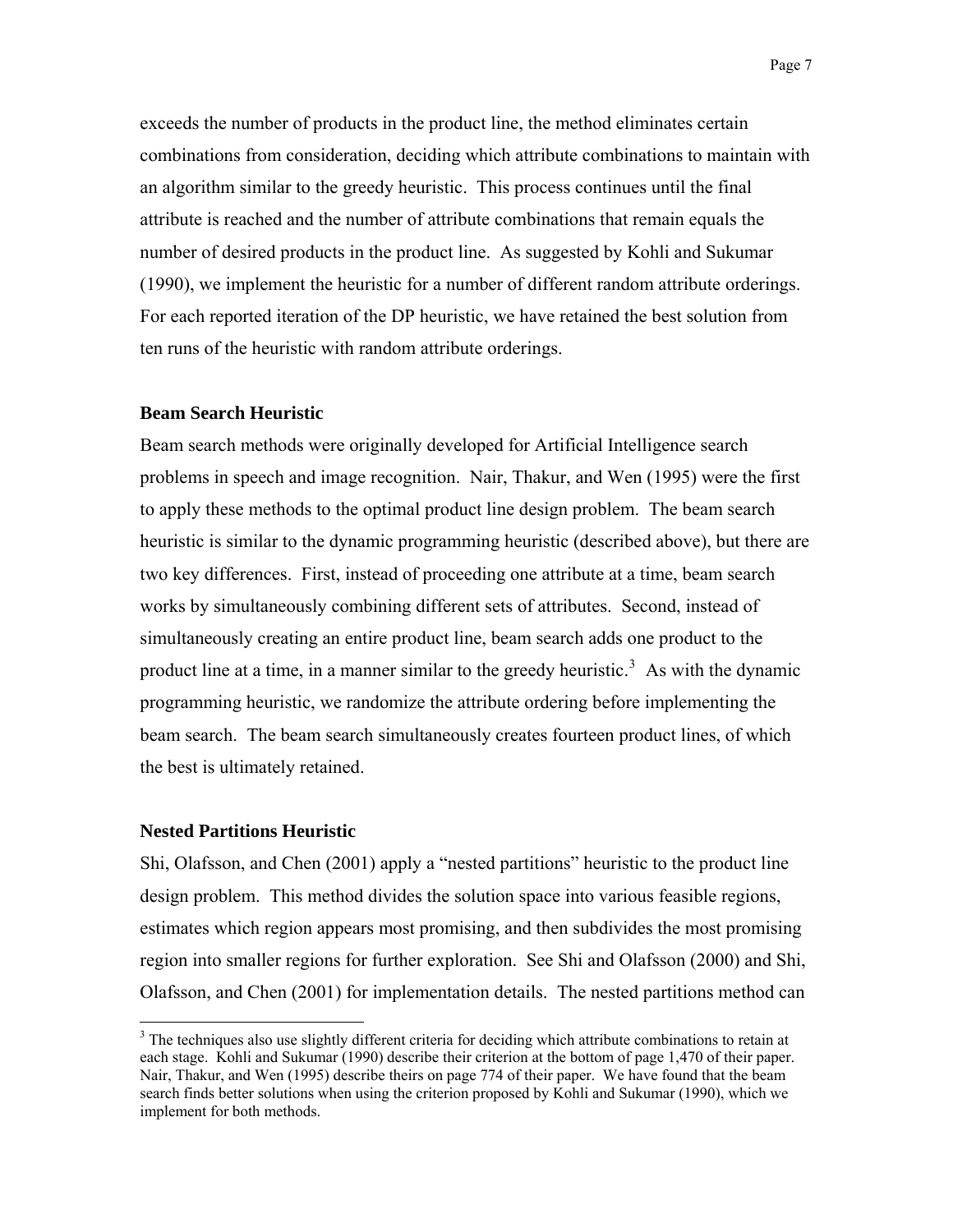exceeds the number of products in the product line, the method eliminates certain combinations from consideration, deciding which attribute combinations to maintain with an algorithm similar to the greedy heuristic. This process continues until the final attribute is reached and the number of attribute combinations that remain equals the number of desired products in the product line. As suggested by Kohli and Sukumar (1990), we implement the heuristic for a number of different random attribute orderings. For each reported iteration of the DP heuristic, we have retained the best solution from ten runs of the heuristic with random attribute orderings.

### Beam Search Heuristic

Beam search methods were originally developed for Artificial Intelligence search problems in speech and image recognition. Nair, Thakur, and Wen (1995) were the first to apply these methods to the optimal product line design problem. The beam search heuristic is similar to the dynamic programming heuristic (described above), but there are two key differences. First, instead of proceeding one attribute at a time, beam search works by simultaneously combining different sets of attributes. Second, instead of simultaneously creating an entire product line, beam search adds one product to the product line at a time, in a manner similar to the greedy heuristic.[3] As with the dynamic programming heuristic, we randomize the attribute ordering before implementing the beam search. The beam search simultaneously creates fourteen product lines, of which the best is ultimately retained.

### Nested Partitions Heuristic

Shi, Olafsson, and Chen (2001) apply a "nested partitions" heuristic to the product line design problem. This method divides the solution space into various feasible regions, estimates which region appears most promising, and then subdivides the most promising region into smaller regions for further exploration. See Shi and Olafsson (2000) and Shi, Olafsson, and Chen (2001) for implementation details. The nested partitions method can

---

[3] The techniques also use slightly different criteria for deciding which attribute combinations to retain at each stage. Kohli and Sukumar (1990) describe their criterion at the bottom of page 1,470 of their paper. Nair, Thakur, and Wen (1995) describe theirs on page 774 of their paper. We have found that the beam search finds better solutions when using the criterion proposed by Kohli and Sukumar (1990), which we implement for both methods.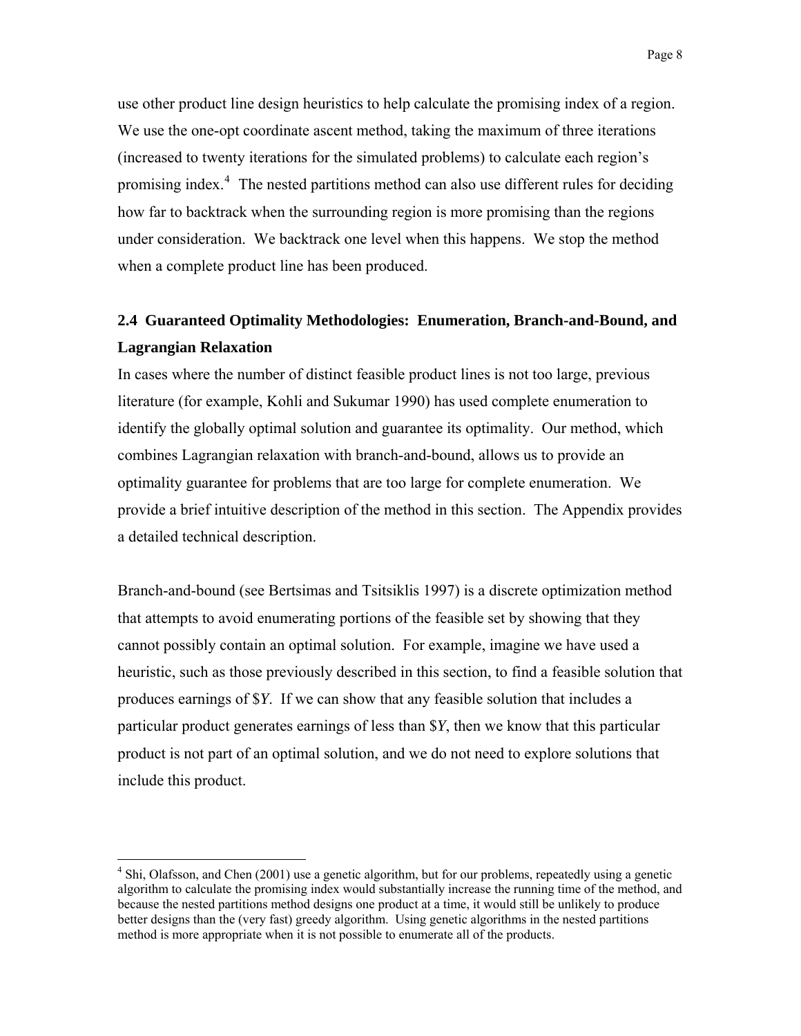use other product line design heuristics to help calculate the promising index of a region. We use the one-opt coordinate ascent method, taking the maximum of three iterations (increased to twenty iterations for the simulated problems) to calculate each region's promising index.[4] The nested partitions method can also use different rules for deciding how far to backtrack when the surrounding region is more promising than the regions under consideration. We backtrack one level when this happens. We stop the method when a complete product line has been produced.

## 2.4 Guaranteed Optimality Methodologies: Enumeration, Branch-and-Bound, and Lagrangian Relaxation

In cases where the number of distinct feasible product lines is not too large, previous literature (for example, Kohli and Sukumar 1990) has used complete enumeration to identify the globally optimal solution and guarantee its optimality. Our method, which combines Lagrangian relaxation with branch-and-bound, allows us to provide an optimality guarantee for problems that are too large for complete enumeration. We provide a brief intuitive description of the method in this section. The Appendix provides a detailed technical description.

Branch-and-bound (see Bertsimas and Tsitsiklis 1997) is a discrete optimization method that attempts to avoid enumerating portions of the feasible set by showing that they cannot possibly contain an optimal solution. For example, imagine we have used a heuristic, such as those previously described in this section, to find a feasible solution that produces earnings of \$*Y*. If we can show that any feasible solution that includes a particular product generates earnings of less than \$*Y*, then we know that this particular product is not part of an optimal solution, and we do not need to explore solutions that include this product.

[4] Shi, Olafsson, and Chen (2001) use a genetic algorithm, but for our problems, repeatedly using a genetic algorithm to calculate the promising index would substantially increase the running time of the method, and because the nested partitions method designs one product at a time, it would still be unlikely to produce better designs than the (very fast) greedy algorithm. Using genetic algorithms in the nested partitions method is more appropriate when it is not possible to enumerate all of the products.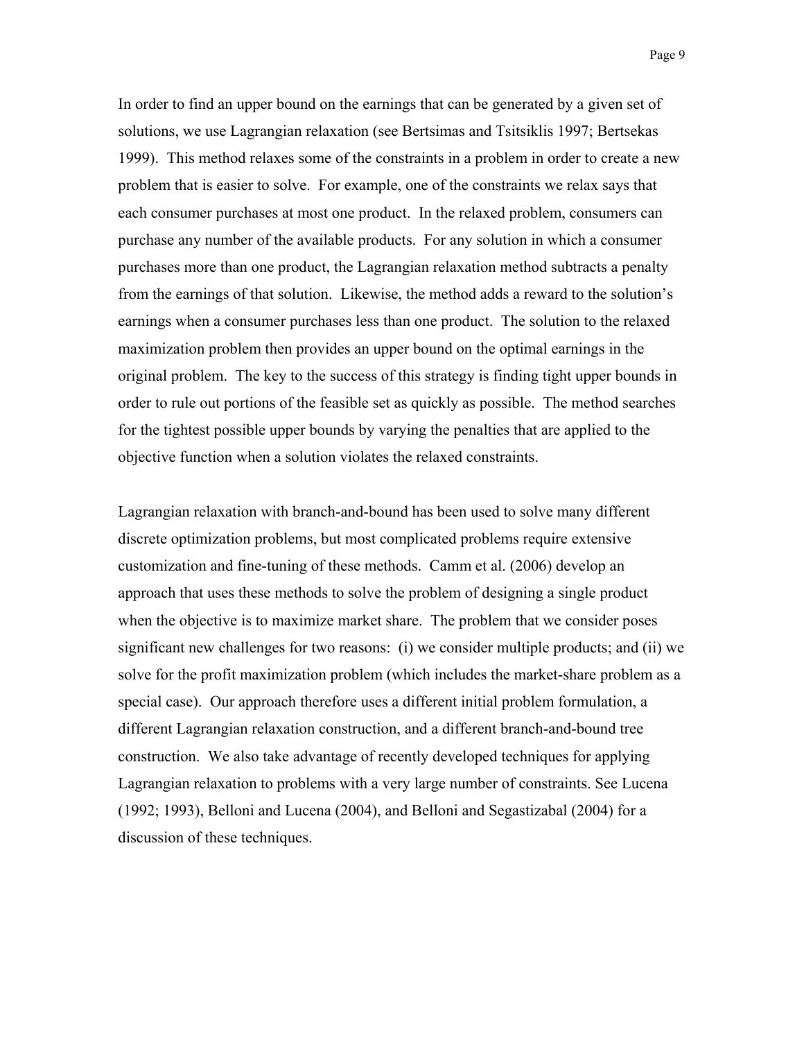In order to find an upper bound on the earnings that can be generated by a given set of solutions, we use Lagrangian relaxation (see Bertsimas and Tsitsiklis 1997; Bertsekas 1999). This method relaxes some of the constraints in a problem in order to create a new problem that is easier to solve. For example, one of the constraints we relax says that each consumer purchases at most one product. In the relaxed problem, consumers can purchase any number of the available products. For any solution in which a consumer purchases more than one product, the Lagrangian relaxation method subtracts a penalty from the earnings of that solution. Likewise, the method adds a reward to the solution's earnings when a consumer purchases less than one product. The solution to the relaxed maximization problem then provides an upper bound on the optimal earnings in the original problem. The key to the success of this strategy is finding tight upper bounds in order to rule out portions of the feasible set as quickly as possible. The method searches for the tightest possible upper bounds by varying the penalties that are applied to the objective function when a solution violates the relaxed constraints.

Lagrangian relaxation with branch-and-bound has been used to solve many different discrete optimization problems, but most complicated problems require extensive customization and fine-tuning of these methods. Camm et al. (2006) develop an approach that uses these methods to solve the problem of designing a single product when the objective is to maximize market share. The problem that we consider poses significant new challenges for two reasons: (i) we consider multiple products; and (ii) we solve for the profit maximization problem (which includes the market-share problem as a special case). Our approach therefore uses a different initial problem formulation, a different Lagrangian relaxation construction, and a different branch-and-bound tree construction. We also take advantage of recently developed techniques for applying Lagrangian relaxation to problems with a very large number of constraints. See Lucena (1992; 1993), Belloni and Lucena (2004), and Belloni and Segastizabal (2004) for a discussion of these techniques.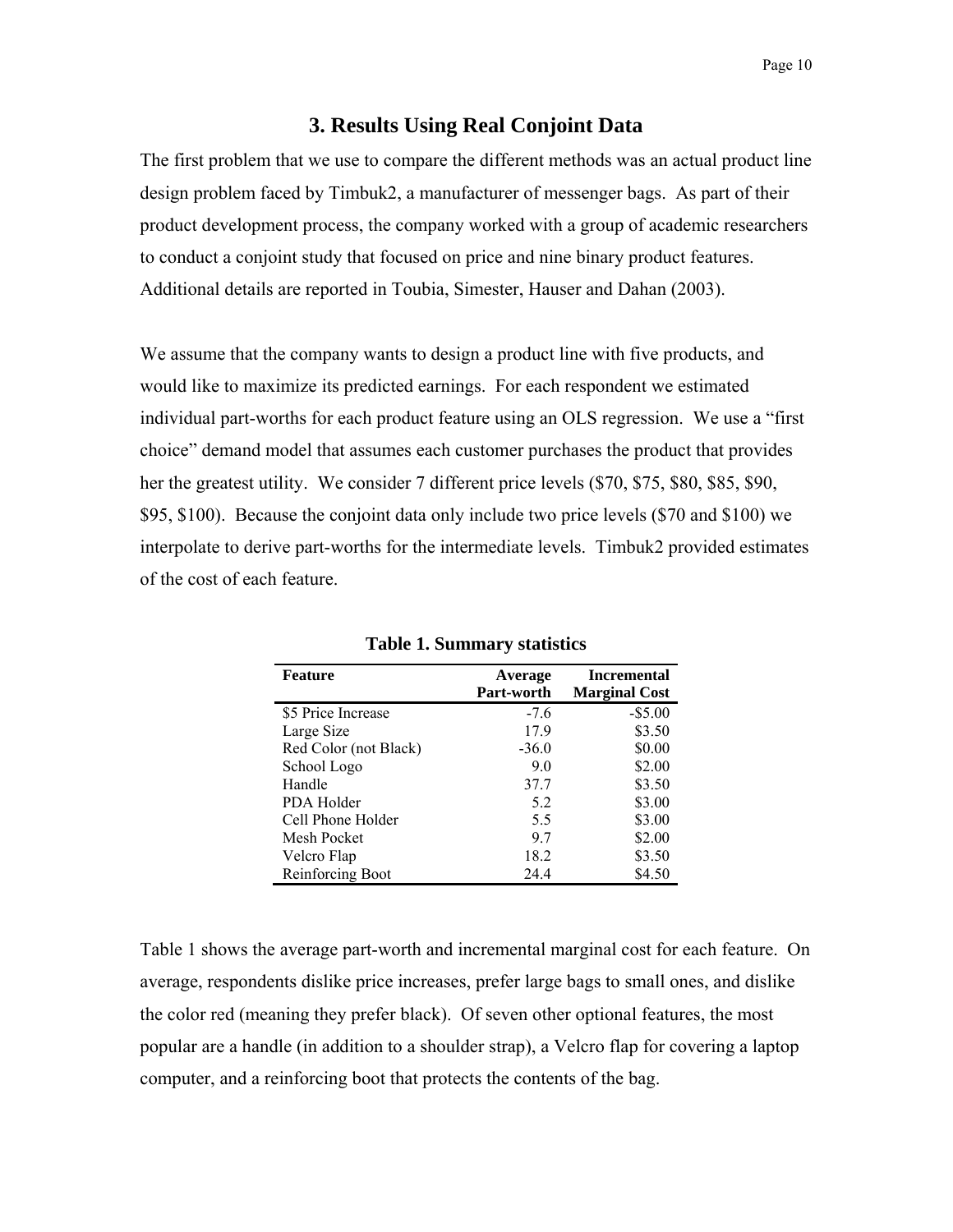## 3. Results Using Real Conjoint Data

The first problem that we use to compare the different methods was an actual product line design problem faced by Timbuk2, a manufacturer of messenger bags. As part of their product development process, the company worked with a group of academic researchers to conduct a conjoint study that focused on price and nine binary product features. Additional details are reported in Toubia, Simester, Hauser and Dahan (2003).

We assume that the company wants to design a product line with five products, and would like to maximize its predicted earnings. For each respondent we estimated individual part-worths for each product feature using an OLS regression. We use a "first choice" demand model that assumes each customer purchases the product that provides her the greatest utility. We consider 7 different price levels ($70, $75, $80, $85, $90, $95, $100). Because the conjoint data only include two price levels ($70 and $100) we interpolate to derive part-worths for the intermediate levels. Timbuk2 provided estimates of the cost of each feature.

**Table 1. Summary statistics**

| Feature | Average Part-worth | Incremental Marginal Cost |
|---|---:|---:|
| $5 Price Increase | -7.6 | -$5.00 |
| Large Size | 17.9 | $3.50 |
| Red Color (not Black) | -36.0 | $0.00 |
| School Logo | 9.0 | $2.00 |
| Handle | 37.7 | $3.50 |
| PDA Holder | 5.2 | $3.00 |
| Cell Phone Holder | 5.5 | $3.00 |
| Mesh Pocket | 9.7 | $2.00 |
| Velcro Flap | 18.2 | $3.50 |
| Reinforcing Boot | 24.4 | $4.50 |

Table 1 shows the average part-worth and incremental marginal cost for each feature. On average, respondents dislike price increases, prefer large bags to small ones, and dislike the color red (meaning they prefer black). Of seven other optional features, the most popular are a handle (in addition to a shoulder strap), a Velcro flap for covering a laptop computer, and a reinforcing boot that protects the contents of the bag.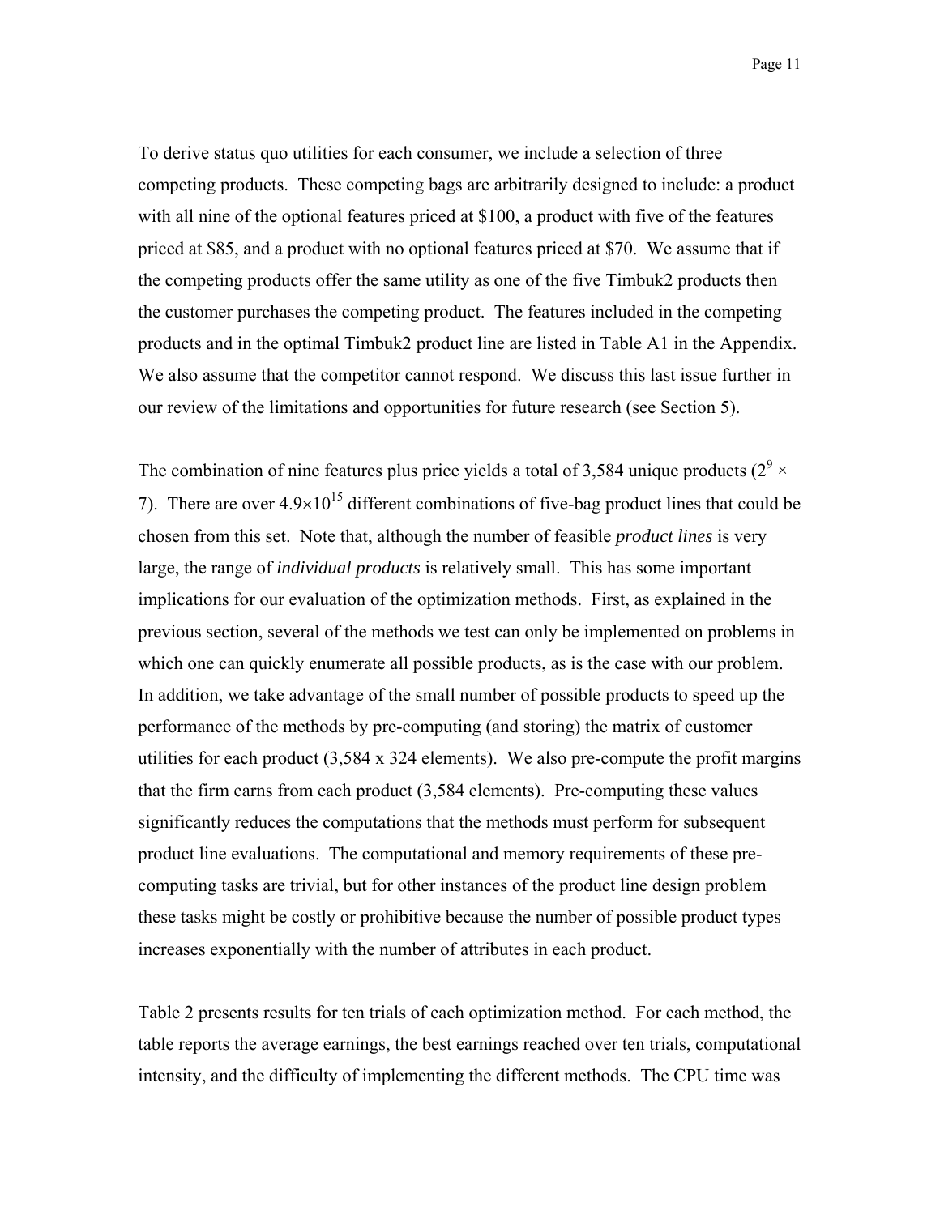To derive status quo utilities for each consumer, we include a selection of three competing products. These competing bags are arbitrarily designed to include: a product with all nine of the optional features priced at $100, a product with five of the features priced at $85, and a product with no optional features priced at $70. We assume that if the competing products offer the same utility as one of the five Timbuk2 products then the customer purchases the competing product. The features included in the competing products and in the optimal Timbuk2 product line are listed in Table A1 in the Appendix. We also assume that the competitor cannot respond. We discuss this last issue further in our review of the limitations and opportunities for future research (see Section 5).

The combination of nine features plus price yields a total of 3,584 unique products ($2^9 \times 7$). There are over $4.9 \times 10^{15}$ different combinations of five-bag product lines that could be chosen from this set. Note that, although the number of feasible *product lines* is very large, the range of *individual products* is relatively small. This has some important implications for our evaluation of the optimization methods. First, as explained in the previous section, several of the methods we test can only be implemented on problems in which one can quickly enumerate all possible products, as is the case with our problem. In addition, we take advantage of the small number of possible products to speed up the performance of the methods by pre-computing (and storing) the matrix of customer utilities for each product (3,584 x 324 elements). We also pre-compute the profit margins that the firm earns from each product (3,584 elements). Pre-computing these values significantly reduces the computations that the methods must perform for subsequent product line evaluations. The computational and memory requirements of these pre-computing tasks are trivial, but for other instances of the product line design problem these tasks might be costly or prohibitive because the number of possible product types increases exponentially with the number of attributes in each product.

Table 2 presents results for ten trials of each optimization method. For each method, the table reports the average earnings, the best earnings reached over ten trials, computational intensity, and the difficulty of implementing the different methods. The CPU time was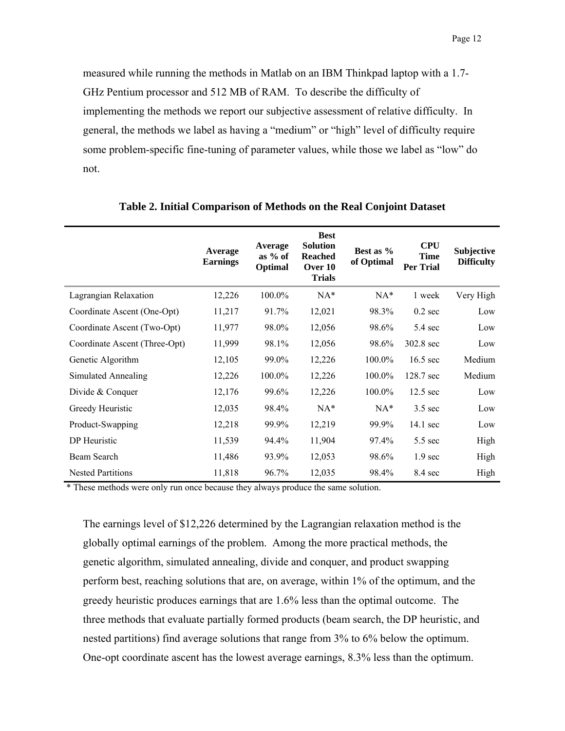measured while running the methods in Matlab on an IBM Thinkpad laptop with a 1.7-GHz Pentium processor and 512 MB of RAM. To describe the difficulty of implementing the methods we report our subjective assessment of relative difficulty. In general, the methods we label as having a "medium" or "high" level of difficulty require some problem-specific fine-tuning of parameter values, while those we label as "low" do not.

**Table 2. Initial Comparison of Methods on the Real Conjoint Dataset**

| | Average Earnings | Average as % of Optimal | Best Solution Reached Over 10 Trials | Best as % of Optimal | CPU Time Per Trial | Subjective Difficulty |
|---|---|---|---|---|---|---|
| Lagrangian Relaxation | 12,226 | 100.0% | NA* | NA* | 1 week | Very High |
| Coordinate Ascent (One-Opt) | 11,217 | 91.7% | 12,021 | 98.3% | 0.2 sec | Low |
| Coordinate Ascent (Two-Opt) | 11,977 | 98.0% | 12,056 | 98.6% | 5.4 sec | Low |
| Coordinate Ascent (Three-Opt) | 11,999 | 98.1% | 12,056 | 98.6% | 302.8 sec | Low |
| Genetic Algorithm | 12,105 | 99.0% | 12,226 | 100.0% | 16.5 sec | Medium |
| Simulated Annealing | 12,226 | 100.0% | 12,226 | 100.0% | 128.7 sec | Medium |
| Divide & Conquer | 12,176 | 99.6% | 12,226 | 100.0% | 12.5 sec | Low |
| Greedy Heuristic | 12,035 | 98.4% | NA* | NA* | 3.5 sec | Low |
| Product-Swapping | 12,218 | 99.9% | 12,219 | 99.9% | 14.1 sec | Low |
| DP Heuristic | 11,539 | 94.4% | 11,904 | 97.4% | 5.5 sec | High |
| Beam Search | 11,486 | 93.9% | 12,053 | 98.6% | 1.9 sec | High |
| Nested Partitions | 11,818 | 96.7% | 12,035 | 98.4% | 8.4 sec | High |

* These methods were only run once because they always produce the same solution.

The earnings level of $12,226 determined by the Lagrangian relaxation method is the globally optimal earnings of the problem. Among the more practical methods, the genetic algorithm, simulated annealing, divide and conquer, and product swapping perform best, reaching solutions that are, on average, within 1% of the optimum, and the greedy heuristic produces earnings that are 1.6% less than the optimal outcome. The three methods that evaluate partially formed products (beam search, the DP heuristic, and nested partitions) find average solutions that range from 3% to 6% below the optimum. One-opt coordinate ascent has the lowest average earnings, 8.3% less than the optimum.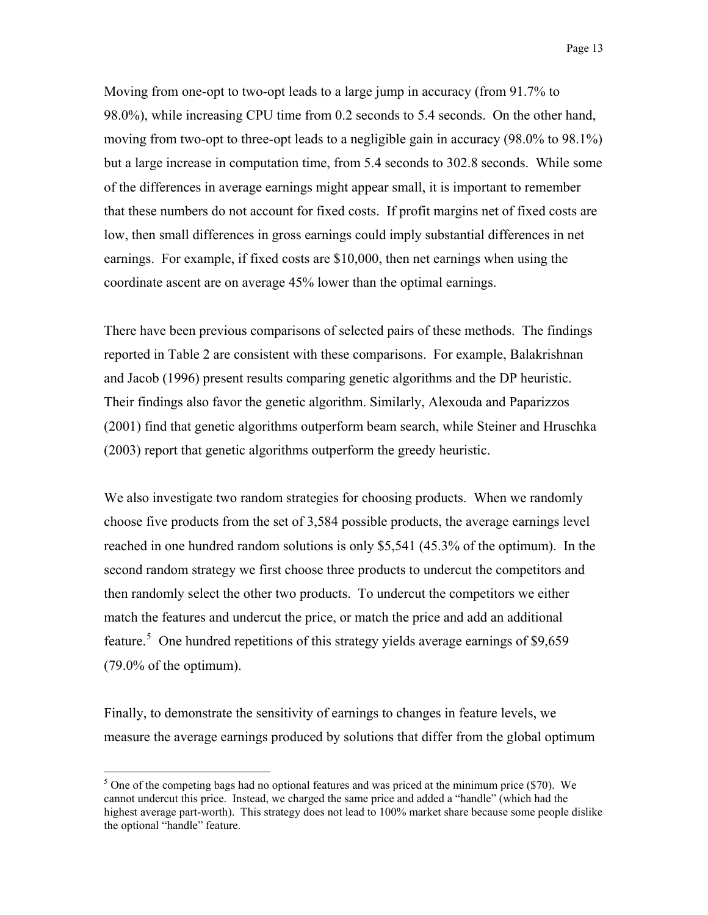Moving from one-opt to two-opt leads to a large jump in accuracy (from 91.7% to 98.0%), while increasing CPU time from 0.2 seconds to 5.4 seconds. On the other hand, moving from two-opt to three-opt leads to a negligible gain in accuracy (98.0% to 98.1%) but a large increase in computation time, from 5.4 seconds to 302.8 seconds. While some of the differences in average earnings might appear small, it is important to remember that these numbers do not account for fixed costs. If profit margins net of fixed costs are low, then small differences in gross earnings could imply substantial differences in net earnings. For example, if fixed costs are $10,000, then net earnings when using the coordinate ascent are on average 45% lower than the optimal earnings.

There have been previous comparisons of selected pairs of these methods. The findings reported in Table 2 are consistent with these comparisons. For example, Balakrishnan and Jacob (1996) present results comparing genetic algorithms and the DP heuristic. Their findings also favor the genetic algorithm. Similarly, Alexouda and Paparizzos (2001) find that genetic algorithms outperform beam search, while Steiner and Hruschka (2003) report that genetic algorithms outperform the greedy heuristic.

We also investigate two random strategies for choosing products. When we randomly choose five products from the set of 3,584 possible products, the average earnings level reached in one hundred random solutions is only $5,541 (45.3% of the optimum). In the second random strategy we first choose three products to undercut the competitors and then randomly select the other two products. To undercut the competitors we either match the features and undercut the price, or match the price and add an additional feature.[5] One hundred repetitions of this strategy yields average earnings of $9,659 (79.0% of the optimum).

Finally, to demonstrate the sensitivity of earnings to changes in feature levels, we measure the average earnings produced by solutions that differ from the global optimum

[5] One of the competing bags had no optional features and was priced at the minimum price ($70). We cannot undercut this price. Instead, we charged the same price and added a "handle" (which had the highest average part-worth). This strategy does not lead to 100% market share because some people dislike the optional "handle" feature.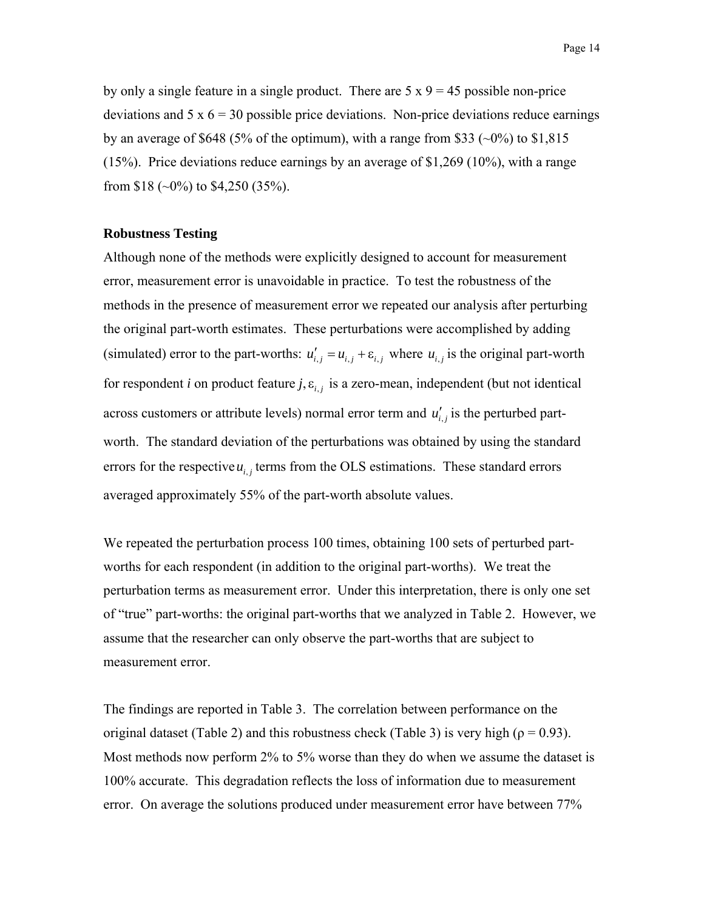by only a single feature in a single product. There are 5 x 9 = 45 possible non-price deviations and 5 x 6 = 30 possible price deviations. Non-price deviations reduce earnings by an average of \$648 (5% of the optimum), with a range from \$33 (~0%) to \$1,815 (15%). Price deviations reduce earnings by an average of \$1,269 (10%), with a range from \$18 (~0%) to \$4,250 (35%).

**Robustness Testing**

Although none of the methods were explicitly designed to account for measurement error, measurement error is unavoidable in practice. To test the robustness of the methods in the presence of measurement error we repeated our analysis after perturbing the original part-worth estimates. These perturbations were accomplished by adding (simulated) error to the part-worths: $u'_{i,j} = u_{i,j} + \varepsilon_{i,j}$ where $u_{i,j}$ is the original part-worth for respondent *i* on product feature $j, \varepsilon_{i,j}$ is a zero-mean, independent (but not identical across customers or attribute levels) normal error term and $u'_{i,j}$ is the perturbed part-worth. The standard deviation of the perturbations was obtained by using the standard errors for the respective $u_{i,j}$ terms from the OLS estimations. These standard errors averaged approximately 55% of the part-worth absolute values.

We repeated the perturbation process 100 times, obtaining 100 sets of perturbed part-worths for each respondent (in addition to the original part-worths). We treat the perturbation terms as measurement error. Under this interpretation, there is only one set of "true" part-worths: the original part-worths that we analyzed in Table 2. However, we assume that the researcher can only observe the part-worths that are subject to measurement error.

The findings are reported in Table 3. The correlation between performance on the original dataset (Table 2) and this robustness check (Table 3) is very high ($\rho = 0.93$). Most methods now perform 2% to 5% worse than they do when we assume the dataset is 100% accurate. This degradation reflects the loss of information due to measurement error. On average the solutions produced under measurement error have between 77%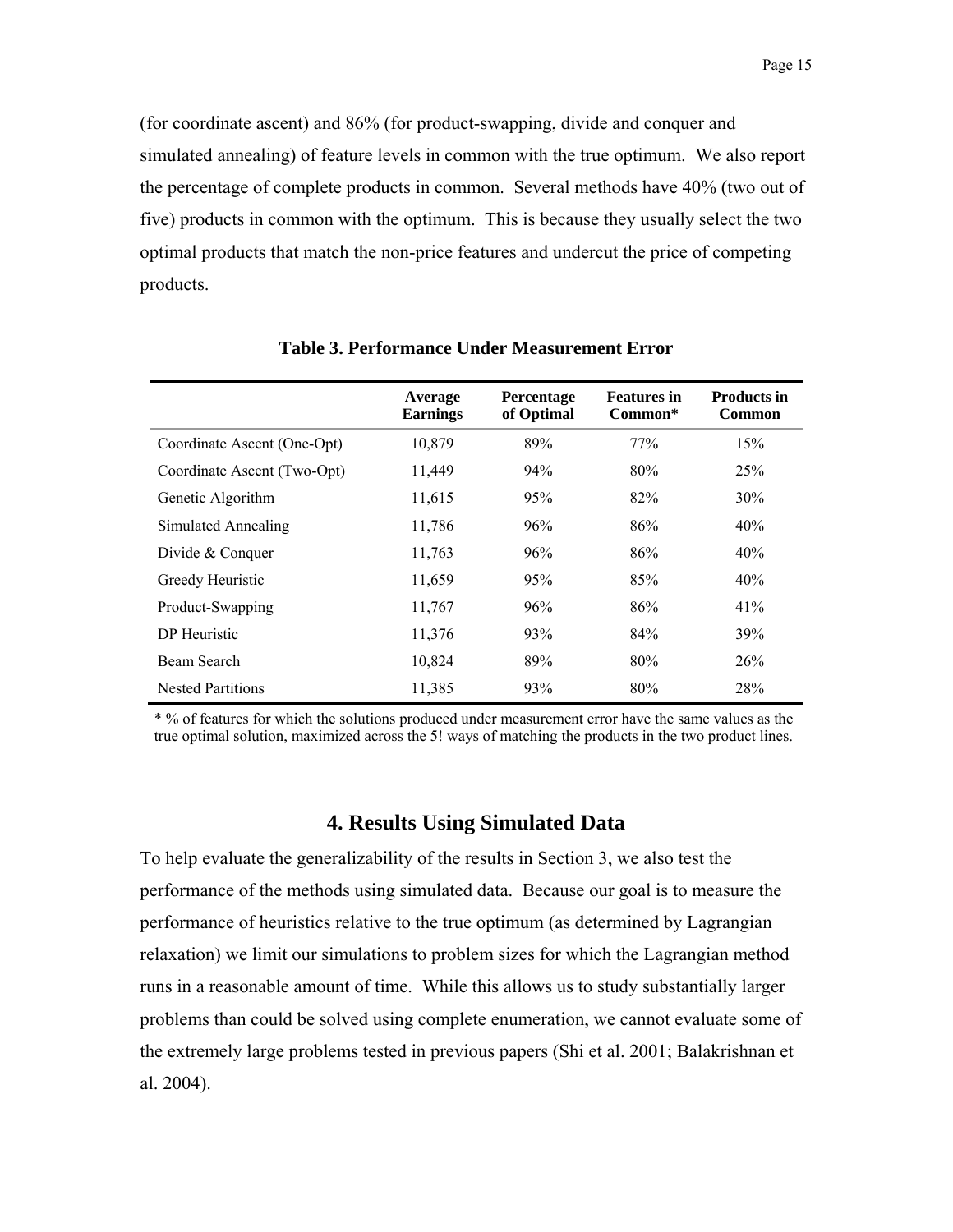(for coordinate ascent) and 86% (for product-swapping, divide and conquer and simulated annealing) of feature levels in common with the true optimum. We also report the percentage of complete products in common. Several methods have 40% (two out of five) products in common with the optimum. This is because they usually select the two optimal products that match the non-price features and undercut the price of competing products.

**Table 3. Performance Under Measurement Error**

| | Average Earnings | Percentage of Optimal | Features in Common* | Products in Common |
|---|---|---|---|---|
| Coordinate Ascent (One-Opt) | 10,879 | 89% | 77% | 15% |
| Coordinate Ascent (Two-Opt) | 11,449 | 94% | 80% | 25% |
| Genetic Algorithm | 11,615 | 95% | 82% | 30% |
| Simulated Annealing | 11,786 | 96% | 86% | 40% |
| Divide & Conquer | 11,763 | 96% | 86% | 40% |
| Greedy Heuristic | 11,659 | 95% | 85% | 40% |
| Product-Swapping | 11,767 | 96% | 86% | 41% |
| DP Heuristic | 11,376 | 93% | 84% | 39% |
| Beam Search | 10,824 | 89% | 80% | 26% |
| Nested Partitions | 11,385 | 93% | 80% | 28% |

\* % of features for which the solutions produced under measurement error have the same values as the true optimal solution, maximized across the 5! ways of matching the products in the two product lines.

## 4. Results Using Simulated Data

To help evaluate the generalizability of the results in Section 3, we also test the performance of the methods using simulated data. Because our goal is to measure the performance of heuristics relative to the true optimum (as determined by Lagrangian relaxation) we limit our simulations to problem sizes for which the Lagrangian method runs in a reasonable amount of time. While this allows us to study substantially larger problems than could be solved using complete enumeration, we cannot evaluate some of the extremely large problems tested in previous papers (Shi et al. 2001; Balakrishnan et al. 2004).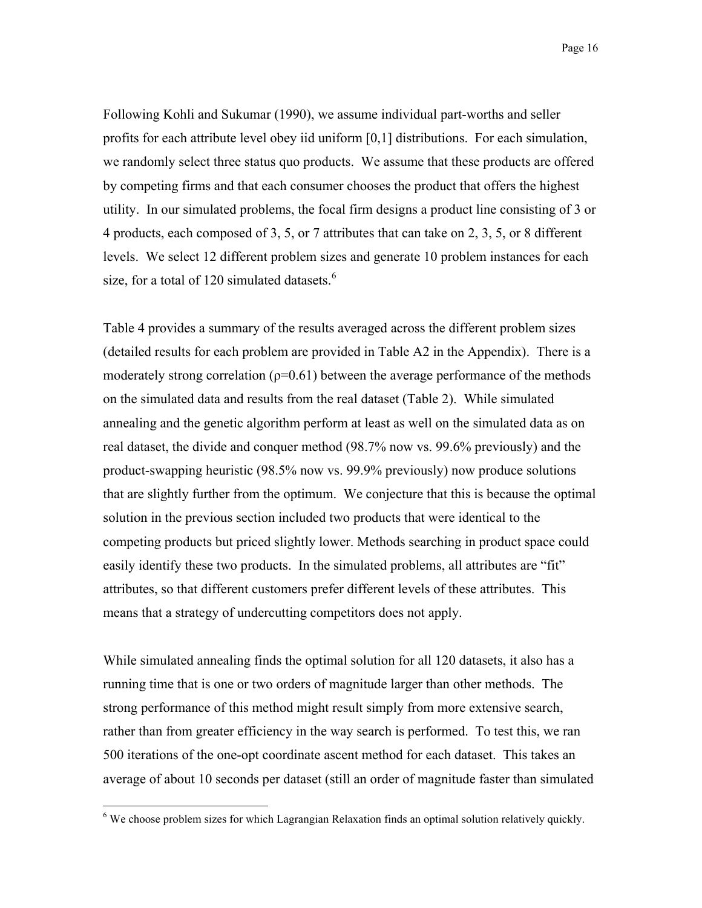Following Kohli and Sukumar (1990), we assume individual part-worths and seller profits for each attribute level obey iid uniform [0,1] distributions. For each simulation, we randomly select three status quo products. We assume that these products are offered by competing firms and that each consumer chooses the product that offers the highest utility. In our simulated problems, the focal firm designs a product line consisting of 3 or 4 products, each composed of 3, 5, or 7 attributes that can take on 2, 3, 5, or 8 different levels. We select 12 different problem sizes and generate 10 problem instances for each size, for a total of 120 simulated datasets.[6]

Table 4 provides a summary of the results averaged across the different problem sizes (detailed results for each problem are provided in Table A2 in the Appendix). There is a moderately strong correlation ($\rho$=0.61) between the average performance of the methods on the simulated data and results from the real dataset (Table 2). While simulated annealing and the genetic algorithm perform at least as well on the simulated data as on real dataset, the divide and conquer method (98.7% now vs. 99.6% previously) and the product-swapping heuristic (98.5% now vs. 99.9% previously) now produce solutions that are slightly further from the optimum. We conjecture that this is because the optimal solution in the previous section included two products that were identical to the competing products but priced slightly lower. Methods searching in product space could easily identify these two products. In the simulated problems, all attributes are "fit" attributes, so that different customers prefer different levels of these attributes. This means that a strategy of undercutting competitors does not apply.

While simulated annealing finds the optimal solution for all 120 datasets, it also has a running time that is one or two orders of magnitude larger than other methods. The strong performance of this method might result simply from more extensive search, rather than from greater efficiency in the way search is performed. To test this, we ran 500 iterations of the one-opt coordinate ascent method for each dataset. This takes an average of about 10 seconds per dataset (still an order of magnitude faster than simulated

[6] We choose problem sizes for which Lagrangian Relaxation finds an optimal solution relatively quickly.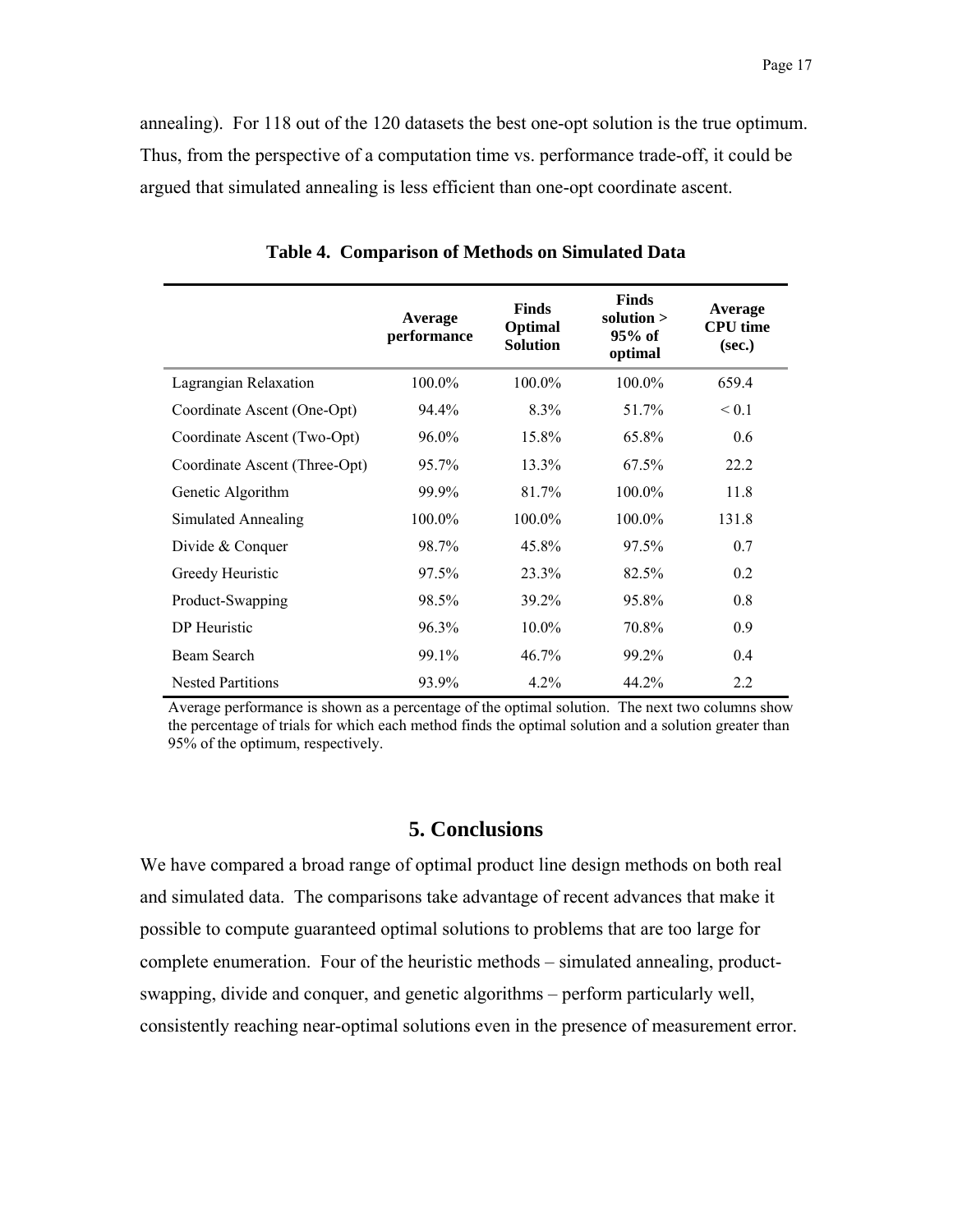annealing). For 118 out of the 120 datasets the best one-opt solution is the true optimum. Thus, from the perspective of a computation time vs. performance trade-off, it could be argued that simulated annealing is less efficient than one-opt coordinate ascent.

**Table 4. Comparison of Methods on Simulated Data**

| | Average performance | Finds Optimal Solution | Finds solution > 95% of optimal | Average CPU time (sec.) |
|---|---|---|---|---|
| Lagrangian Relaxation | 100.0% | 100.0% | 100.0% | 659.4 |
| Coordinate Ascent (One-Opt) | 94.4% | 8.3% | 51.7% | < 0.1 |
| Coordinate Ascent (Two-Opt) | 96.0% | 15.8% | 65.8% | 0.6 |
| Coordinate Ascent (Three-Opt) | 95.7% | 13.3% | 67.5% | 22.2 |
| Genetic Algorithm | 99.9% | 81.7% | 100.0% | 11.8 |
| Simulated Annealing | 100.0% | 100.0% | 100.0% | 131.8 |
| Divide & Conquer | 98.7% | 45.8% | 97.5% | 0.7 |
| Greedy Heuristic | 97.5% | 23.3% | 82.5% | 0.2 |
| Product-Swapping | 98.5% | 39.2% | 95.8% | 0.8 |
| DP Heuristic | 96.3% | 10.0% | 70.8% | 0.9 |
| Beam Search | 99.1% | 46.7% | 99.2% | 0.4 |
| Nested Partitions | 93.9% | 4.2% | 44.2% | 2.2 |

Average performance is shown as a percentage of the optimal solution. The next two columns show the percentage of trials for which each method finds the optimal solution and a solution greater than 95% of the optimum, respectively.

## 5. Conclusions

We have compared a broad range of optimal product line design methods on both real and simulated data. The comparisons take advantage of recent advances that make it possible to compute guaranteed optimal solutions to problems that are too large for complete enumeration. Four of the heuristic methods – simulated annealing, product-swapping, divide and conquer, and genetic algorithms – perform particularly well, consistently reaching near-optimal solutions even in the presence of measurement error.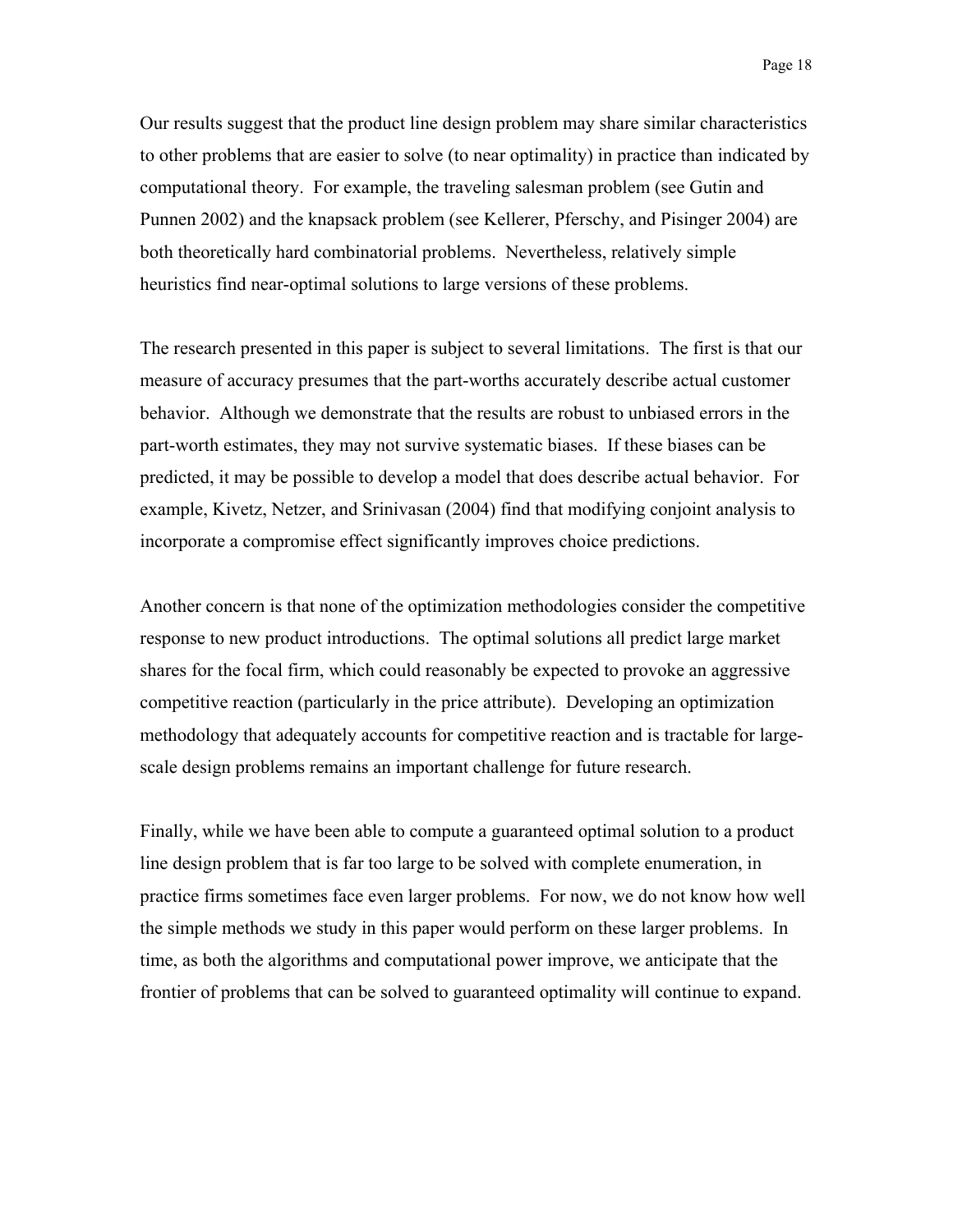Our results suggest that the product line design problem may share similar characteristics to other problems that are easier to solve (to near optimality) in practice than indicated by computational theory. For example, the traveling salesman problem (see Gutin and Punnen 2002) and the knapsack problem (see Kellerer, Pferschy, and Pisinger 2004) are both theoretically hard combinatorial problems. Nevertheless, relatively simple heuristics find near-optimal solutions to large versions of these problems.

The research presented in this paper is subject to several limitations. The first is that our measure of accuracy presumes that the part-worths accurately describe actual customer behavior. Although we demonstrate that the results are robust to unbiased errors in the part-worth estimates, they may not survive systematic biases. If these biases can be predicted, it may be possible to develop a model that does describe actual behavior. For example, Kivetz, Netzer, and Srinivasan (2004) find that modifying conjoint analysis to incorporate a compromise effect significantly improves choice predictions.

Another concern is that none of the optimization methodologies consider the competitive response to new product introductions. The optimal solutions all predict large market shares for the focal firm, which could reasonably be expected to provoke an aggressive competitive reaction (particularly in the price attribute). Developing an optimization methodology that adequately accounts for competitive reaction and is tractable for large-scale design problems remains an important challenge for future research.

Finally, while we have been able to compute a guaranteed optimal solution to a product line design problem that is far too large to be solved with complete enumeration, in practice firms sometimes face even larger problems. For now, we do not know how well the simple methods we study in this paper would perform on these larger problems. In time, as both the algorithms and computational power improve, we anticipate that the frontier of problems that can be solved to guaranteed optimality will continue to expand.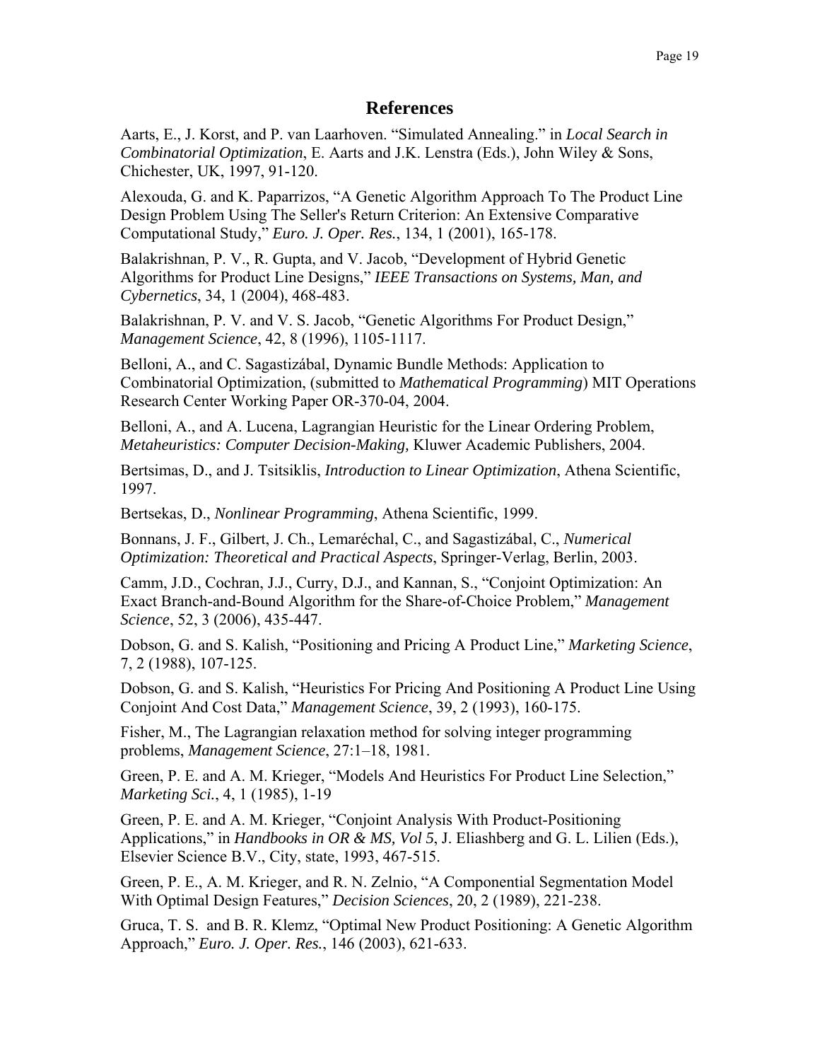## References

Aarts, E., J. Korst, and P. van Laarhoven. "Simulated Annealing." in *Local Search in Combinatorial Optimization*, E. Aarts and J.K. Lenstra (Eds.), John Wiley & Sons, Chichester, UK, 1997, 91-120.

Alexouda, G. and K. Paparrizos, "A Genetic Algorithm Approach To The Product Line Design Problem Using The Seller's Return Criterion: An Extensive Comparative Computational Study," *Euro. J. Oper. Res.*, 134, 1 (2001), 165-178.

Balakrishnan, P. V., R. Gupta, and V. Jacob, "Development of Hybrid Genetic Algorithms for Product Line Designs," *IEEE Transactions on Systems, Man, and Cybernetics*, 34, 1 (2004), 468-483.

Balakrishnan, P. V. and V. S. Jacob, "Genetic Algorithms For Product Design," *Management Science*, 42, 8 (1996), 1105-1117.

Belloni, A., and C. Sagastizábal, Dynamic Bundle Methods: Application to Combinatorial Optimization, (submitted to *Mathematical Programming*) MIT Operations Research Center Working Paper OR-370-04, 2004.

Belloni, A., and A. Lucena, Lagrangian Heuristic for the Linear Ordering Problem, *Metaheuristics: Computer Decision-Making,* Kluwer Academic Publishers, 2004.

Bertsimas, D., and J. Tsitsiklis, *Introduction to Linear Optimization*, Athena Scientific, 1997.

Bertsekas, D., *Nonlinear Programming*, Athena Scientific, 1999.

Bonnans, J. F., Gilbert, J. Ch., Lemaréchal, C., and Sagastizábal, C., *Numerical Optimization: Theoretical and Practical Aspects*, Springer-Verlag, Berlin, 2003.

Camm, J.D., Cochran, J.J., Curry, D.J., and Kannan, S., "Conjoint Optimization: An Exact Branch-and-Bound Algorithm for the Share-of-Choice Problem," *Management Science*, 52, 3 (2006), 435-447.

Dobson, G. and S. Kalish, "Positioning and Pricing A Product Line," *Marketing Science*, 7, 2 (1988), 107-125.

Dobson, G. and S. Kalish, "Heuristics For Pricing And Positioning A Product Line Using Conjoint And Cost Data," *Management Science*, 39, 2 (1993), 160-175.

Fisher, M., The Lagrangian relaxation method for solving integer programming problems, *Management Science*, 27:1–18, 1981.

Green, P. E. and A. M. Krieger, "Models And Heuristics For Product Line Selection," *Marketing Sci.*, 4, 1 (1985), 1-19

Green, P. E. and A. M. Krieger, "Conjoint Analysis With Product-Positioning Applications," in *Handbooks in OR & MS, Vol 5*, J. Eliashberg and G. L. Lilien (Eds.), Elsevier Science B.V., City, state, 1993, 467-515.

Green, P. E., A. M. Krieger, and R. N. Zelnio, "A Componential Segmentation Model With Optimal Design Features," *Decision Sciences*, 20, 2 (1989), 221-238.

Gruca, T. S. and B. R. Klemz, "Optimal New Product Positioning: A Genetic Algorithm Approach," *Euro. J. Oper. Res.*, 146 (2003), 621-633.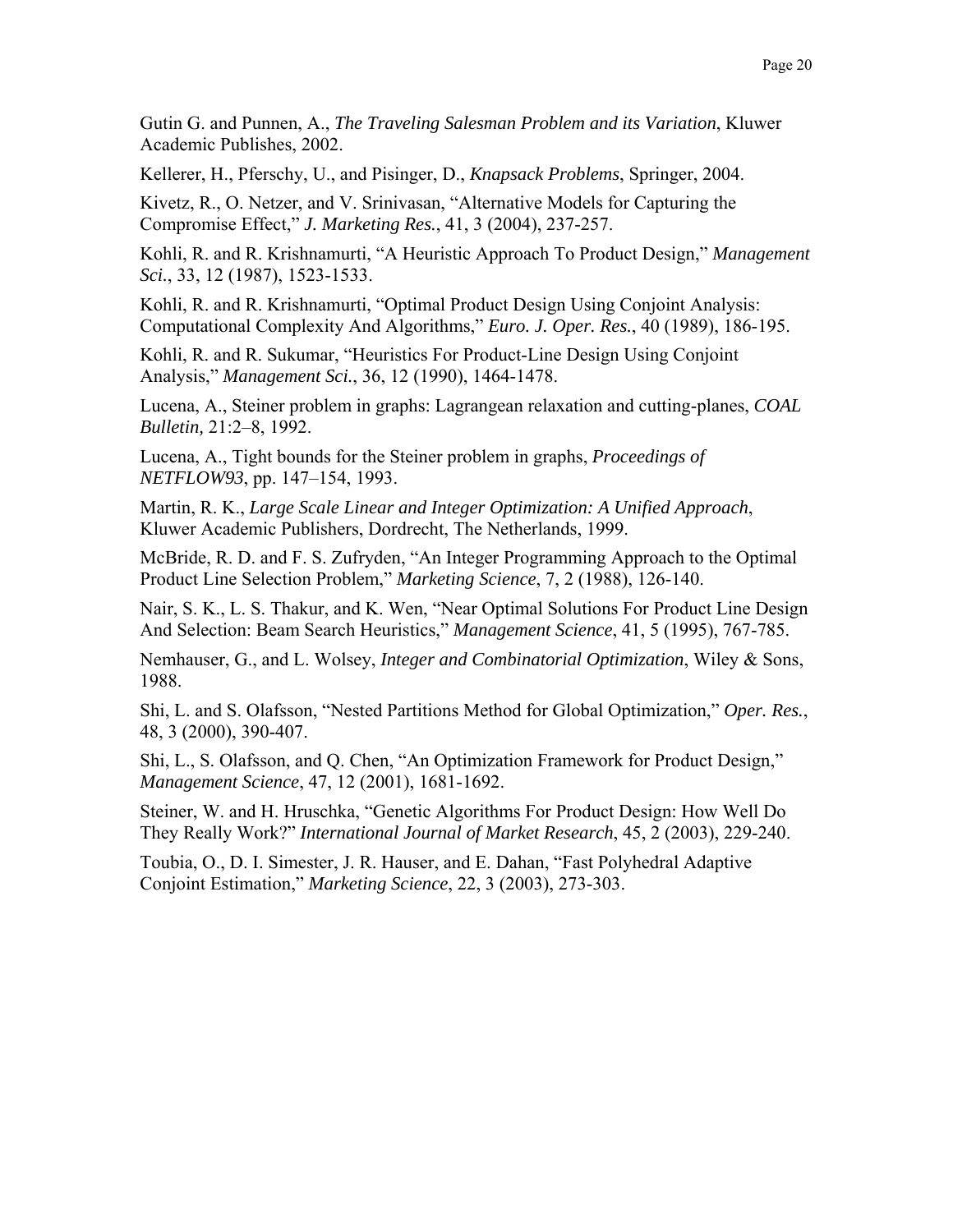Gutin G. and Punnen, A., *The Traveling Salesman Problem and its Variation*, Kluwer Academic Publishes, 2002.

Kellerer, H., Pferschy, U., and Pisinger, D., *Knapsack Problems*, Springer, 2004.

Kivetz, R., O. Netzer, and V. Srinivasan, "Alternative Models for Capturing the Compromise Effect," *J. Marketing Res.*, 41, 3 (2004), 237-257.

Kohli, R. and R. Krishnamurti, "A Heuristic Approach To Product Design," *Management Sci.*, 33, 12 (1987), 1523-1533.

Kohli, R. and R. Krishnamurti, "Optimal Product Design Using Conjoint Analysis: Computational Complexity And Algorithms," *Euro. J. Oper. Res.*, 40 (1989), 186-195.

Kohli, R. and R. Sukumar, "Heuristics For Product-Line Design Using Conjoint Analysis," *Management Sci.*, 36, 12 (1990), 1464-1478.

Lucena, A., Steiner problem in graphs: Lagrangean relaxation and cutting-planes, *COAL Bulletin,* 21:2–8, 1992.

Lucena, A., Tight bounds for the Steiner problem in graphs, *Proceedings of NETFLOW93*, pp. 147–154, 1993.

Martin, R. K., *Large Scale Linear and Integer Optimization: A Unified Approach*, Kluwer Academic Publishers, Dordrecht, The Netherlands, 1999.

McBride, R. D. and F. S. Zufryden, "An Integer Programming Approach to the Optimal Product Line Selection Problem," *Marketing Science*, 7, 2 (1988), 126-140.

Nair, S. K., L. S. Thakur, and K. Wen, "Near Optimal Solutions For Product Line Design And Selection: Beam Search Heuristics," *Management Science*, 41, 5 (1995), 767-785.

Nemhauser, G., and L. Wolsey, *Integer and Combinatorial Optimization*, Wiley & Sons, 1988.

Shi, L. and S. Olafsson, "Nested Partitions Method for Global Optimization," *Oper. Res.*, 48, 3 (2000), 390-407.

Shi, L., S. Olafsson, and Q. Chen, "An Optimization Framework for Product Design," *Management Science*, 47, 12 (2001), 1681-1692.

Steiner, W. and H. Hruschka, "Genetic Algorithms For Product Design: How Well Do They Really Work?" *International Journal of Market Research*, 45, 2 (2003), 229-240.

Toubia, O., D. I. Simester, J. R. Hauser, and E. Dahan, "Fast Polyhedral Adaptive Conjoint Estimation," *Marketing Science*, 22, 3 (2003), 273-303.